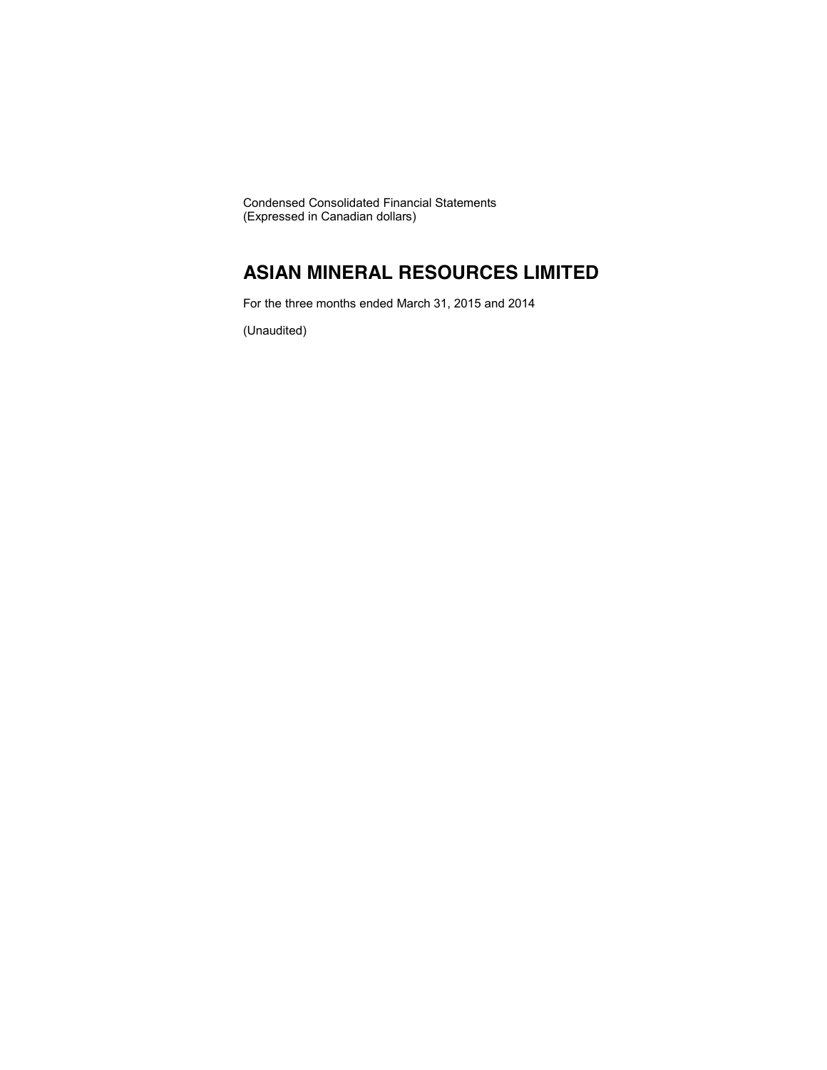Condensed Consolidated Financial Statements
(Expressed in Canadian dollars)

# ASIAN MINERAL RESOURCES LIMITED

For the three months ended March 31, 2015 and 2014

(Unaudited)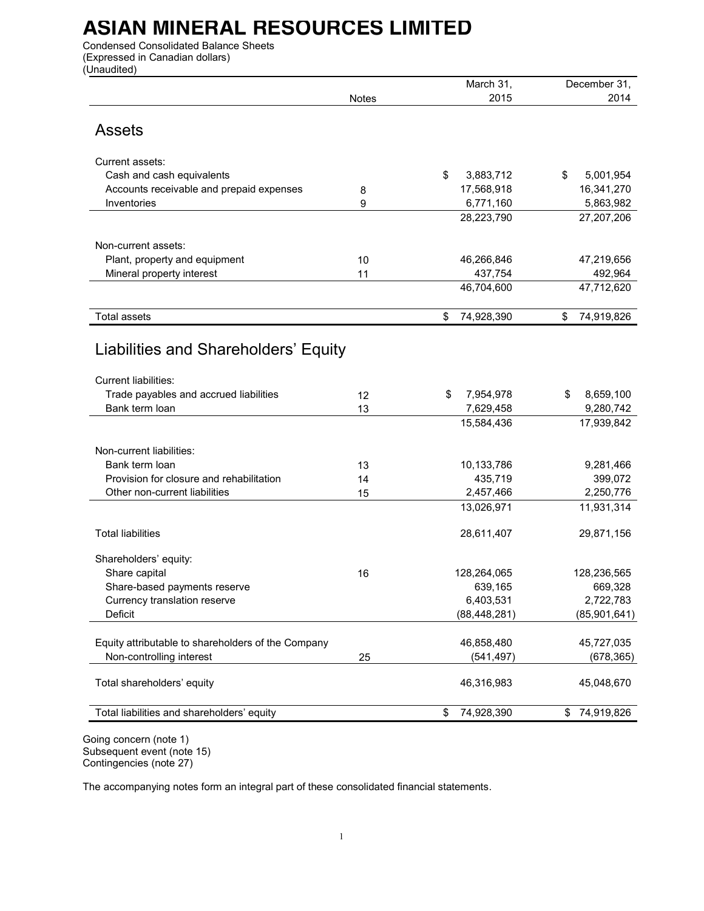# ASIAN MINERAL RESOURCES LIMITED

Condensed Consolidated Balance Sheets
(Expressed in Canadian dollars)
(Unaudited)

| | Notes | March 31, 2015 | December 31, 2014 |
|---|---|---|---|
| **Assets** | | | |
| Current assets: | | | |
| Cash and cash equivalents | | $ 3,883,712 | $ 5,001,954 |
| Accounts receivable and prepaid expenses | 8 | 17,568,918 | 16,341,270 |
| Inventories | 9 | 6,771,160 | 5,863,982 |
| | | 28,223,790 | 27,207,206 |
| Non-current assets: | | | |
| Plant, property and equipment | 10 | 46,266,846 | 47,219,656 |
| Mineral property interest | 11 | 437,754 | 492,964 |
| | | 46,704,600 | 47,712,620 |
| Total assets | | $ 74,928,390 | $ 74,919,826 |
| **Liabilities and Shareholders' Equity** | | | |
| Current liabilities: | | | |
| Trade payables and accrued liabilities | 12 | $ 7,954,978 | $ 8,659,100 |
| Bank term loan | 13 | 7,629,458 | 9,280,742 |
| | | 15,584,436 | 17,939,842 |
| Non-current liabilities: | | | |
| Bank term loan | 13 | 10,133,786 | 9,281,466 |
| Provision for closure and rehabilitation | 14 | 435,719 | 399,072 |
| Other non-current liabilities | 15 | 2,457,466 | 2,250,776 |
| | | 13,026,971 | 11,931,314 |
| Total liabilities | | 28,611,407 | 29,871,156 |
| Shareholders' equity: | | | |
| Share capital | 16 | 128,264,065 | 128,236,565 |
| Share-based payments reserve | | 639,165 | 669,328 |
| Currency translation reserve | | 6,403,531 | 2,722,783 |
| Deficit | | (88,448,281) | (85,901,641) |
| Equity attributable to shareholders of the Company | | 46,858,480 | 45,727,035 |
| Non-controlling interest | 25 | (541,497) | (678,365) |
| Total shareholders' equity | | 46,316,983 | 45,048,670 |
| Total liabilities and shareholders' equity | | $ 74,928,390 | $ 74,919,826 |

Going concern (note 1)
Subsequent event (note 15)
Contingencies (note 27)

The accompanying notes form an integral part of these consolidated financial statements.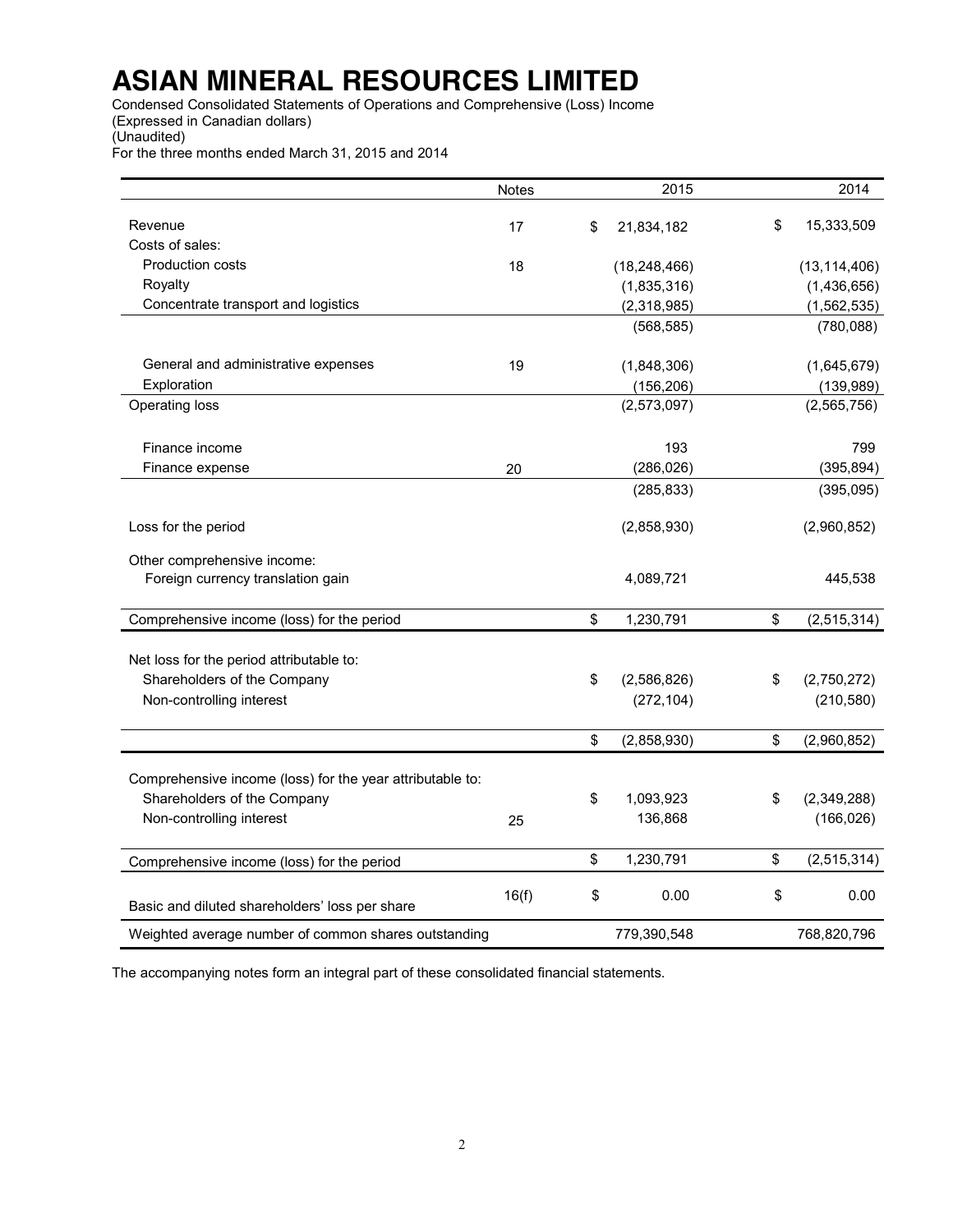# ASIAN MINERAL RESOURCES LIMITED

Condensed Consolidated Statements of Operations and Comprehensive (Loss) Income
(Expressed in Canadian dollars)
(Unaudited)
For the three months ended March 31, 2015 and 2014

| | Notes | 2015 | 2014 |
|---|---|---|---|
| Revenue | 17 | $ 21,834,182 | $ 15,333,509 |
| Costs of sales: | | | |
| Production costs | 18 | (18,248,466) | (13,114,406) |
| Royalty | | (1,835,316) | (1,436,656) |
| Concentrate transport and logistics | | (2,318,985) | (1,562,535) |
| | | (568,585) | (780,088) |
| General and administrative expenses | 19 | (1,848,306) | (1,645,679) |
| Exploration | | (156,206) | (139,989) |
| Operating loss | | (2,573,097) | (2,565,756) |
| Finance income | | 193 | 799 |
| Finance expense | 20 | (286,026) | (395,894) |
| | | (285,833) | (395,095) |
| Loss for the period | | (2,858,930) | (2,960,852) |
| Other comprehensive income: | | | |
| Foreign currency translation gain | | 4,089,721 | 445,538 |
| Comprehensive income (loss) for the period | | $ 1,230,791 | $ (2,515,314) |
| Net loss for the period attributable to: | | | |
| Shareholders of the Company | | $ (2,586,826) | $ (2,750,272) |
| Non-controlling interest | | (272,104) | (210,580) |
| | | $ (2,858,930) | $ (2,960,852) |
| Comprehensive income (loss) for the year attributable to: | | | |
| Shareholders of the Company | | $ 1,093,923 | $ (2,349,288) |
| Non-controlling interest | 25 | 136,868 | (166,026) |
| Comprehensive income (loss) for the period | | $ 1,230,791 | $ (2,515,314) |
| Basic and diluted shareholders' loss per share | 16(f) | $ 0.00 | $ 0.00 |
| Weighted average number of common shares outstanding | | 779,390,548 | 768,820,796 |

The accompanying notes form an integral part of these consolidated financial statements.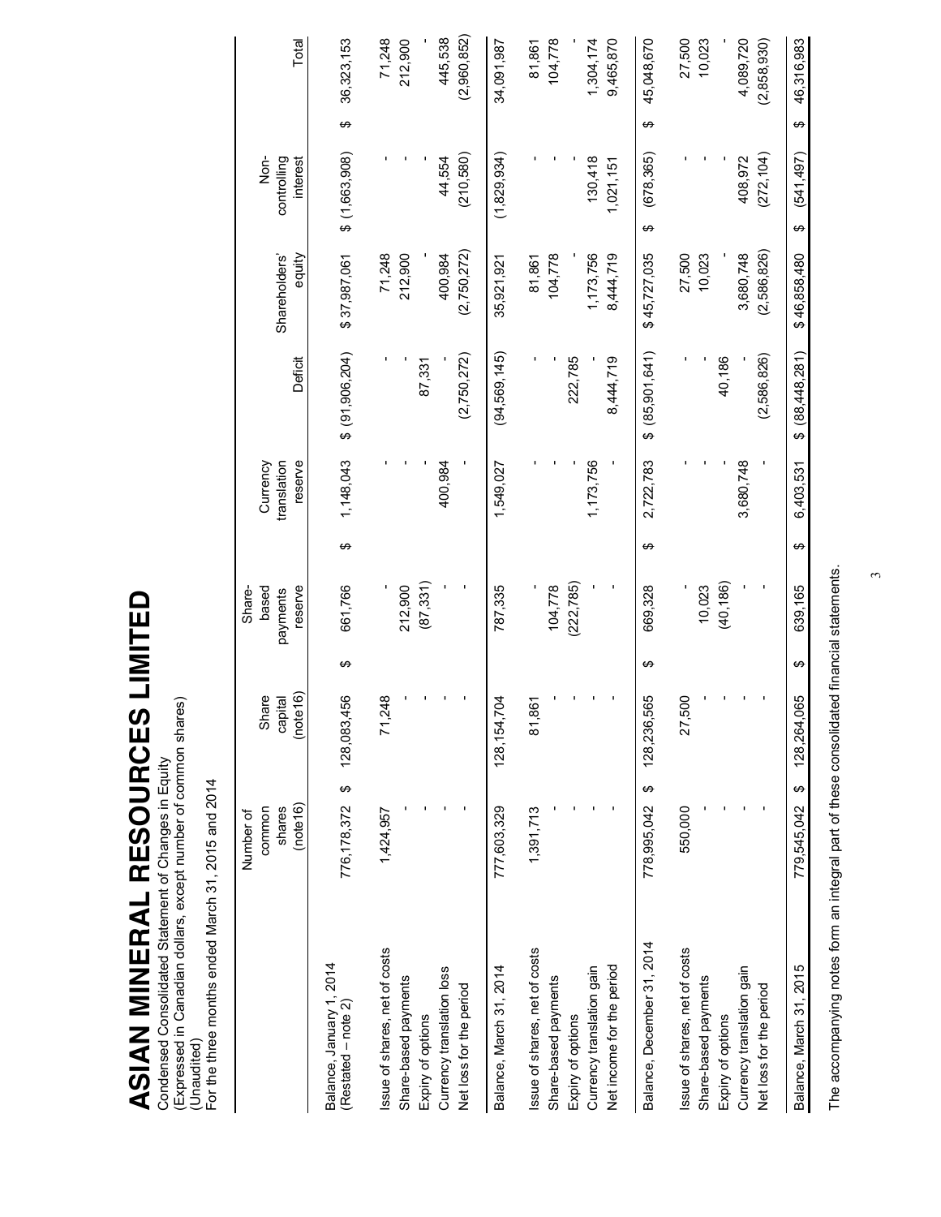# ASIAN MINERAL RESOURCES LIMITED

Condensed Consolidated Statement of Changes in Equity
(Expressed in Canadian dollars, except number of common shares)
(Unaudited)
For the three months ended March 31, 2015 and 2014

| | Number of common shares (note16) | Share capital (note16) | Share-based payments reserve | Currency translation reserve | Deficit | Shareholders' equity | Non-controlling interest | Total |
|---|---|---|---|---|---|---|---|---|
| Balance, January 1, 2014 (Restated – note 2) | 776,178,372 | $ 128,083,456 | $ 661,766 | $ 1,148,043 | $ (91,906,204) | $ 37,987,061 | $ (1,663,908) | $ 36,323,153 |
| Issue of shares, net of costs | 1,424,957 | 71,248 | - | - | - | 71,248 | - | 71,248 |
| Share-based payments | - | - | 212,900 | - | - | 212,900 | - | 212,900 |
| Expiry of options | - | - | (87,331) | - | 87,331 | - | - | - |
| Currency translation loss | - | - | - | 400,984 | - | 400,984 | 44,554 | 445,538 |
| Net loss for the period | - | - | - | - | (2,750,272) | (2,750,272) | (210,580) | (2,960,852) |
| Balance, March 31, 2014 | 777,603,329 | 128,154,704 | 787,335 | 1,549,027 | (94,569,145) | 35,921,921 | (1,829,934) | 34,091,987 |
| Issue of shares, net of costs | 1,391,713 | 81,861 | - | - | - | 81,861 | - | 81,861 |
| Share-based payments | - | - | 104,778 | - | - | 104,778 | - | 104,778 |
| Expiry of options | - | - | (222,785) | - | 222,785 | - | - | - |
| Currency translation gain | - | - | - | 1,173,756 | - | 1,173,756 | 130,418 | 1,304,174 |
| Net income for the period | - | - | - | - | 8,444,719 | 8,444,719 | 1,021,151 | 9,465,870 |
| Balance, December 31, 2014 | 778,995,042 | $ 128,236,565 | $ 669,328 | $ 2,722,783 | $ (85,901,641) | $ 45,727,035 | $ (678,365) | $ 45,048,670 |
| Issue of shares, net of costs | 550,000 | 27,500 | - | - | - | 27,500 | - | 27,500 |
| Share-based payments | - | - | 10,023 | - | - | 10,023 | - | 10,023 |
| Expiry of options | - | - | (40,186) | - | 40,186 | - | - | - |
| Currency translation gain | - | - | - | 3,680,748 | - | 3,680,748 | 408,972 | 4,089,720 |
| Net loss for the period | - | - | - | - | (2,586,826) | (2,586,826) | (272,104) | (2,858,930) |
| Balance, March 31, 2015 | 779,545,042 | $ 128,264,065 | $ 639,165 | $ 6,403,531 | $ (88,448,281) | $ 46,858,480 | $ (541,497) | $ 46,316,983 |

The accompanying notes form an integral part of these consolidated financial statements.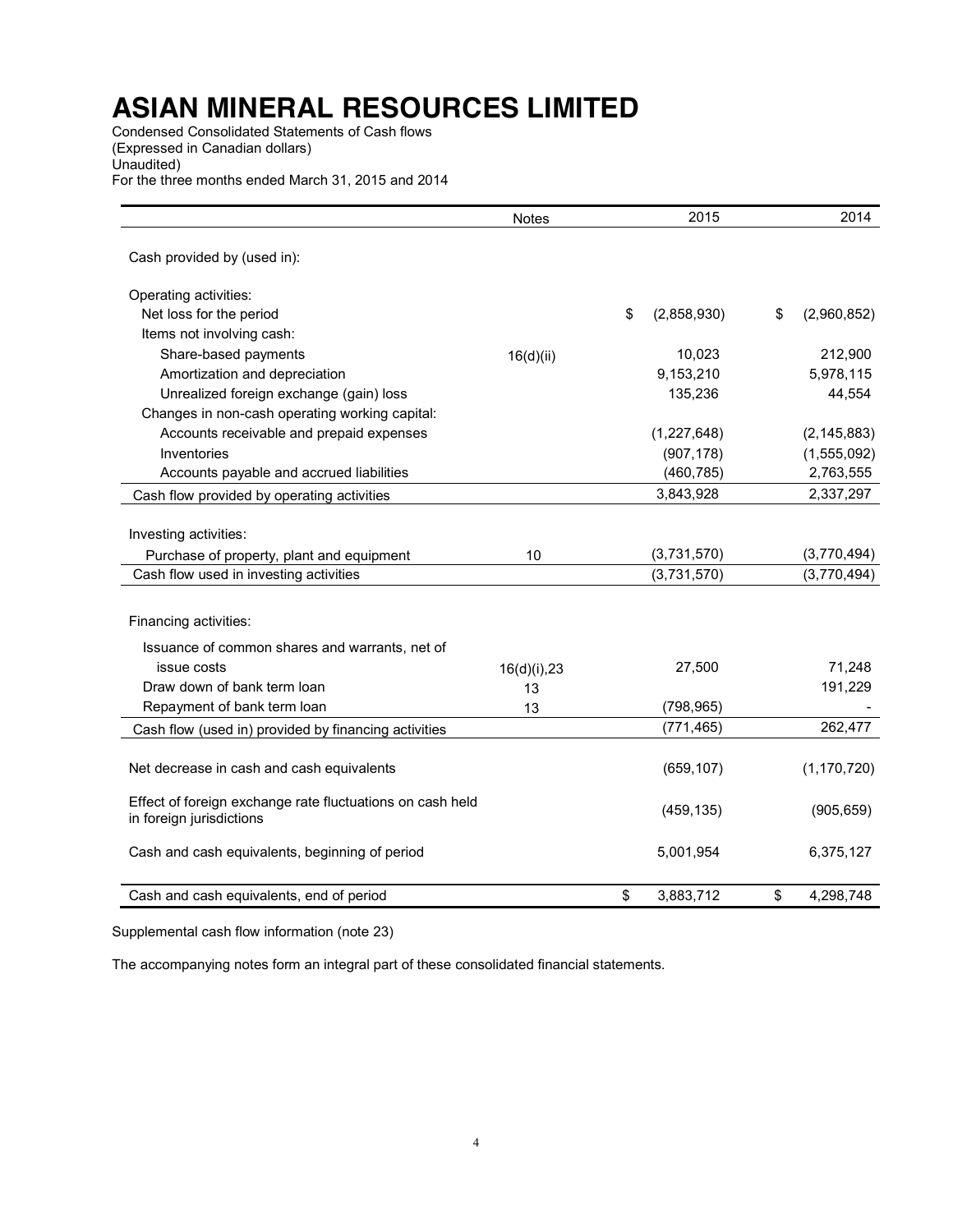# ASIAN MINERAL RESOURCES LIMITED

Condensed Consolidated Statements of Cash flows
(Expressed in Canadian dollars)
Unaudited)
For the three months ended March 31, 2015 and 2014

| | Notes | 2015 | 2014 |
|---|---|---|---|
| Cash provided by (used in): | | | |
| Operating activities: | | | |
| Net loss for the period | | $ (2,858,930) | $ (2,960,852) |
| Items not involving cash: | | | |
| Share-based payments | 16(d)(ii) | 10,023 | 212,900 |
| Amortization and depreciation | | 9,153,210 | 5,978,115 |
| Unrealized foreign exchange (gain) loss | | 135,236 | 44,554 |
| Changes in non-cash operating working capital: | | | |
| Accounts receivable and prepaid expenses | | (1,227,648) | (2,145,883) |
| Inventories | | (907,178) | (1,555,092) |
| Accounts payable and accrued liabilities | | (460,785) | 2,763,555 |
| Cash flow provided by operating activities | | 3,843,928 | 2,337,297 |
| Investing activities: | | | |
| Purchase of property, plant and equipment | 10 | (3,731,570) | (3,770,494) |
| Cash flow used in investing activities | | (3,731,570) | (3,770,494) |
| Financing activities: | | | |
| Issuance of common shares and warrants, net of issue costs | 16(d)(i),23 | 27,500 | 71,248 |
| Draw down of bank term loan | 13 | | 191,229 |
| Repayment of bank term loan | 13 | (798,965) | - |
| Cash flow (used in) provided by financing activities | | (771,465) | 262,477 |
| Net decrease in cash and cash equivalents | | (659,107) | (1,170,720) |
| Effect of foreign exchange rate fluctuations on cash held in foreign jurisdictions | | (459,135) | (905,659) |
| Cash and cash equivalents, beginning of period | | 5,001,954 | 6,375,127 |
| Cash and cash equivalents, end of period | | $ 3,883,712 | $ 4,298,748 |

Supplemental cash flow information (note 23)

The accompanying notes form an integral part of these consolidated financial statements.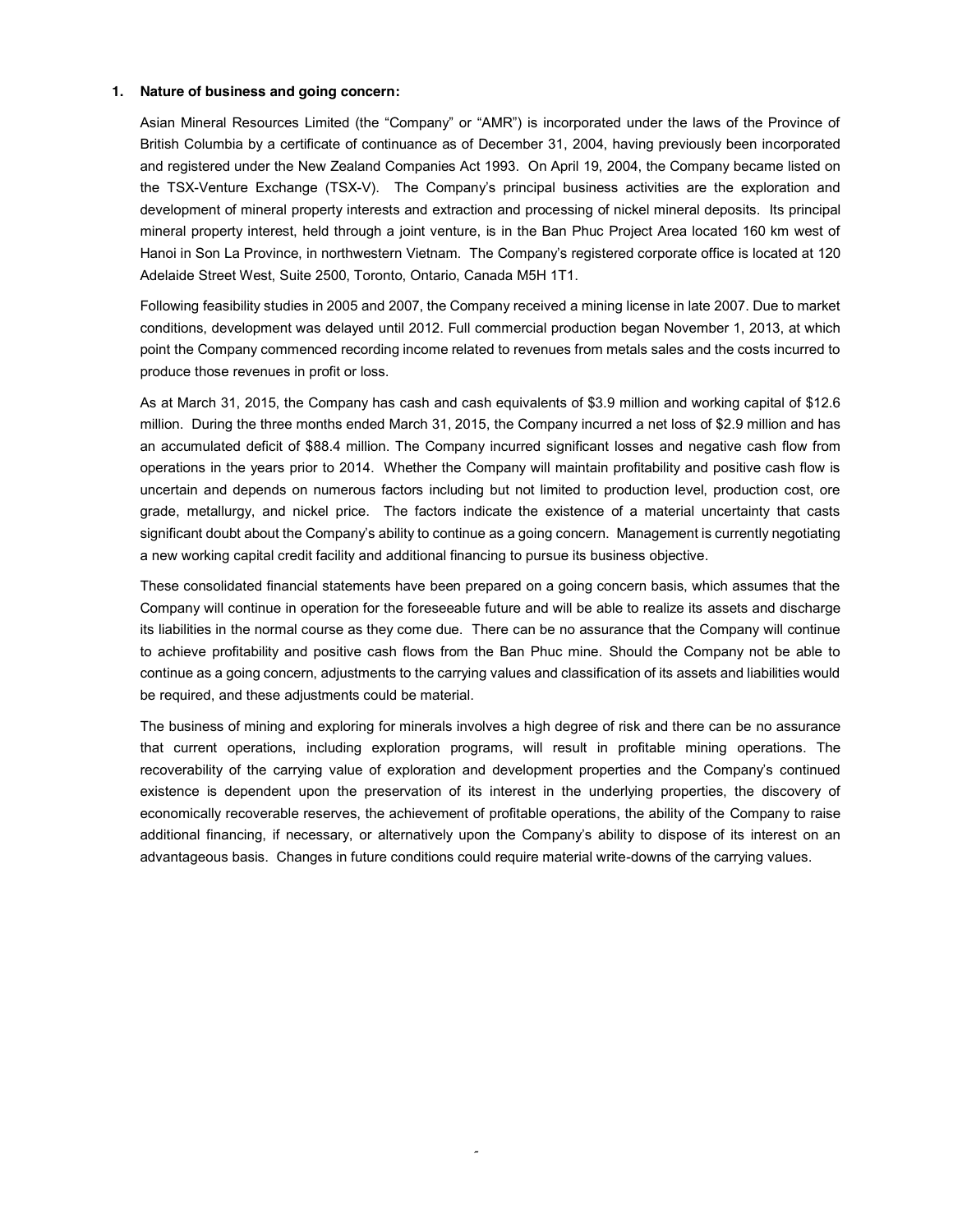## 1. Nature of business and going concern:

Asian Mineral Resources Limited (the "Company" or "AMR") is incorporated under the laws of the Province of British Columbia by a certificate of continuance as of December 31, 2004, having previously been incorporated and registered under the New Zealand Companies Act 1993. On April 19, 2004, the Company became listed on the TSX-Venture Exchange (TSX-V). The Company's principal business activities are the exploration and development of mineral property interests and extraction and processing of nickel mineral deposits. Its principal mineral property interest, held through a joint venture, is in the Ban Phuc Project Area located 160 km west of Hanoi in Son La Province, in northwestern Vietnam. The Company's registered corporate office is located at 120 Adelaide Street West, Suite 2500, Toronto, Ontario, Canada M5H 1T1.

Following feasibility studies in 2005 and 2007, the Company received a mining license in late 2007. Due to market conditions, development was delayed until 2012. Full commercial production began November 1, 2013, at which point the Company commenced recording income related to revenues from metals sales and the costs incurred to produce those revenues in profit or loss.

As at March 31, 2015, the Company has cash and cash equivalents of $3.9 million and working capital of $12.6 million. During the three months ended March 31, 2015, the Company incurred a net loss of $2.9 million and has an accumulated deficit of $88.4 million. The Company incurred significant losses and negative cash flow from operations in the years prior to 2014. Whether the Company will maintain profitability and positive cash flow is uncertain and depends on numerous factors including but not limited to production level, production cost, ore grade, metallurgy, and nickel price. The factors indicate the existence of a material uncertainty that casts significant doubt about the Company's ability to continue as a going concern. Management is currently negotiating a new working capital credit facility and additional financing to pursue its business objective.

These consolidated financial statements have been prepared on a going concern basis, which assumes that the Company will continue in operation for the foreseeable future and will be able to realize its assets and discharge its liabilities in the normal course as they come due. There can be no assurance that the Company will continue to achieve profitability and positive cash flows from the Ban Phuc mine. Should the Company not be able to continue as a going concern, adjustments to the carrying values and classification of its assets and liabilities would be required, and these adjustments could be material.

The business of mining and exploring for minerals involves a high degree of risk and there can be no assurance that current operations, including exploration programs, will result in profitable mining operations. The recoverability of the carrying value of exploration and development properties and the Company's continued existence is dependent upon the preservation of its interest in the underlying properties, the discovery of economically recoverable reserves, the achievement of profitable operations, the ability of the Company to raise additional financing, if necessary, or alternatively upon the Company's ability to dispose of its interest on an advantageous basis. Changes in future conditions could require material write-downs of the carrying values.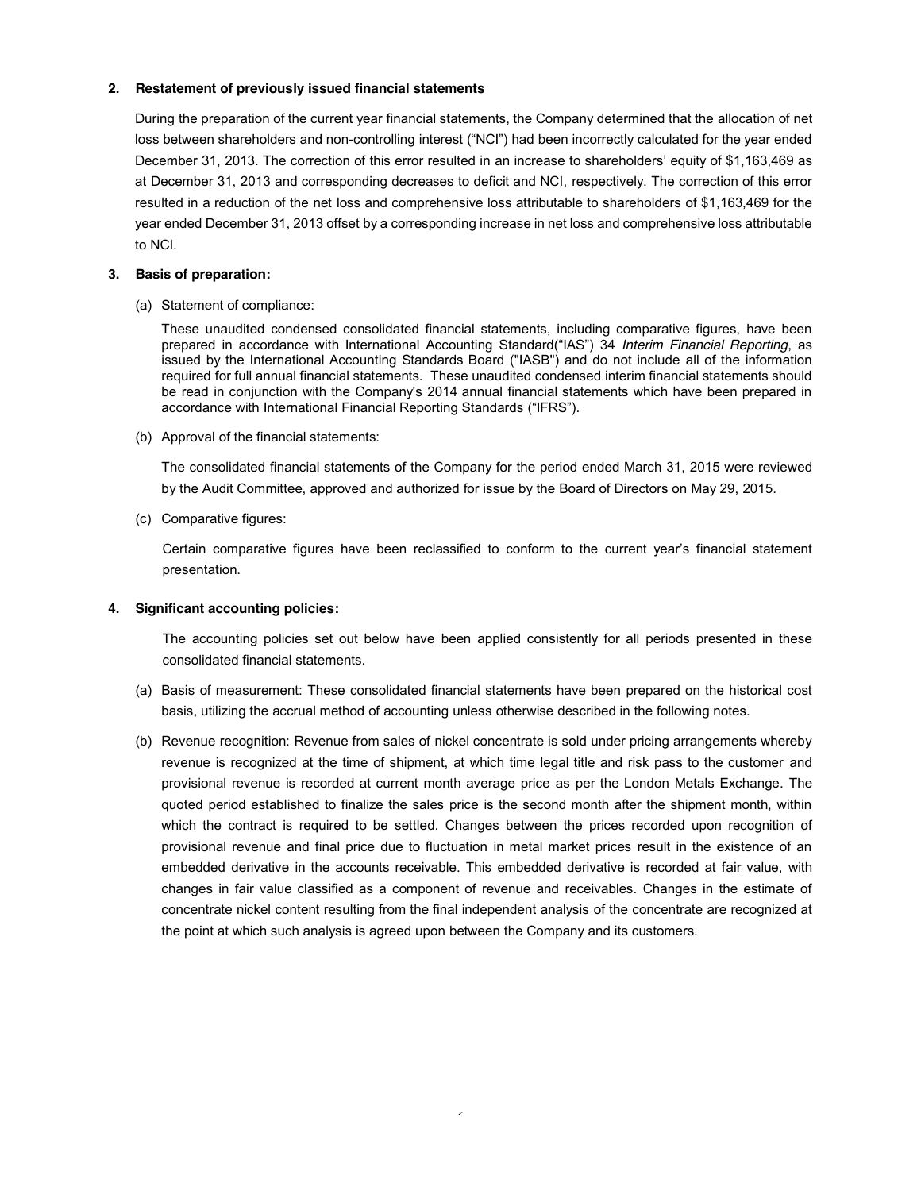## 2. Restatement of previously issued financial statements

During the preparation of the current year financial statements, the Company determined that the allocation of net loss between shareholders and non-controlling interest ("NCI") had been incorrectly calculated for the year ended December 31, 2013. The correction of this error resulted in an increase to shareholders' equity of $1,163,469 as at December 31, 2013 and corresponding decreases to deficit and NCI, respectively. The correction of this error resulted in a reduction of the net loss and comprehensive loss attributable to shareholders of $1,163,469 for the year ended December 31, 2013 offset by a corresponding increase in net loss and comprehensive loss attributable to NCI.

## 3. Basis of preparation:

(a) Statement of compliance:

These unaudited condensed consolidated financial statements, including comparative figures, have been prepared in accordance with International Accounting Standard("IAS") 34 *Interim Financial Reporting*, as issued by the International Accounting Standards Board ("IASB") and do not include all of the information required for full annual financial statements. These unaudited condensed interim financial statements should be read in conjunction with the Company's 2014 annual financial statements which have been prepared in accordance with International Financial Reporting Standards ("IFRS").

(b) Approval of the financial statements:

The consolidated financial statements of the Company for the period ended March 31, 2015 were reviewed by the Audit Committee, approved and authorized for issue by the Board of Directors on May 29, 2015.

(c) Comparative figures:

Certain comparative figures have been reclassified to conform to the current year's financial statement presentation.

## 4. Significant accounting policies:

The accounting policies set out below have been applied consistently for all periods presented in these consolidated financial statements.

(a) Basis of measurement: These consolidated financial statements have been prepared on the historical cost basis, utilizing the accrual method of accounting unless otherwise described in the following notes.

(b) Revenue recognition: Revenue from sales of nickel concentrate is sold under pricing arrangements whereby revenue is recognized at the time of shipment, at which time legal title and risk pass to the customer and provisional revenue is recorded at current month average price as per the London Metals Exchange. The quoted period established to finalize the sales price is the second month after the shipment month, within which the contract is required to be settled. Changes between the prices recorded upon recognition of provisional revenue and final price due to fluctuation in metal market prices result in the existence of an embedded derivative in the accounts receivable. This embedded derivative is recorded at fair value, with changes in fair value classified as a component of revenue and receivables. Changes in the estimate of concentrate nickel content resulting from the final independent analysis of the concentrate are recognized at the point at which such analysis is agreed upon between the Company and its customers.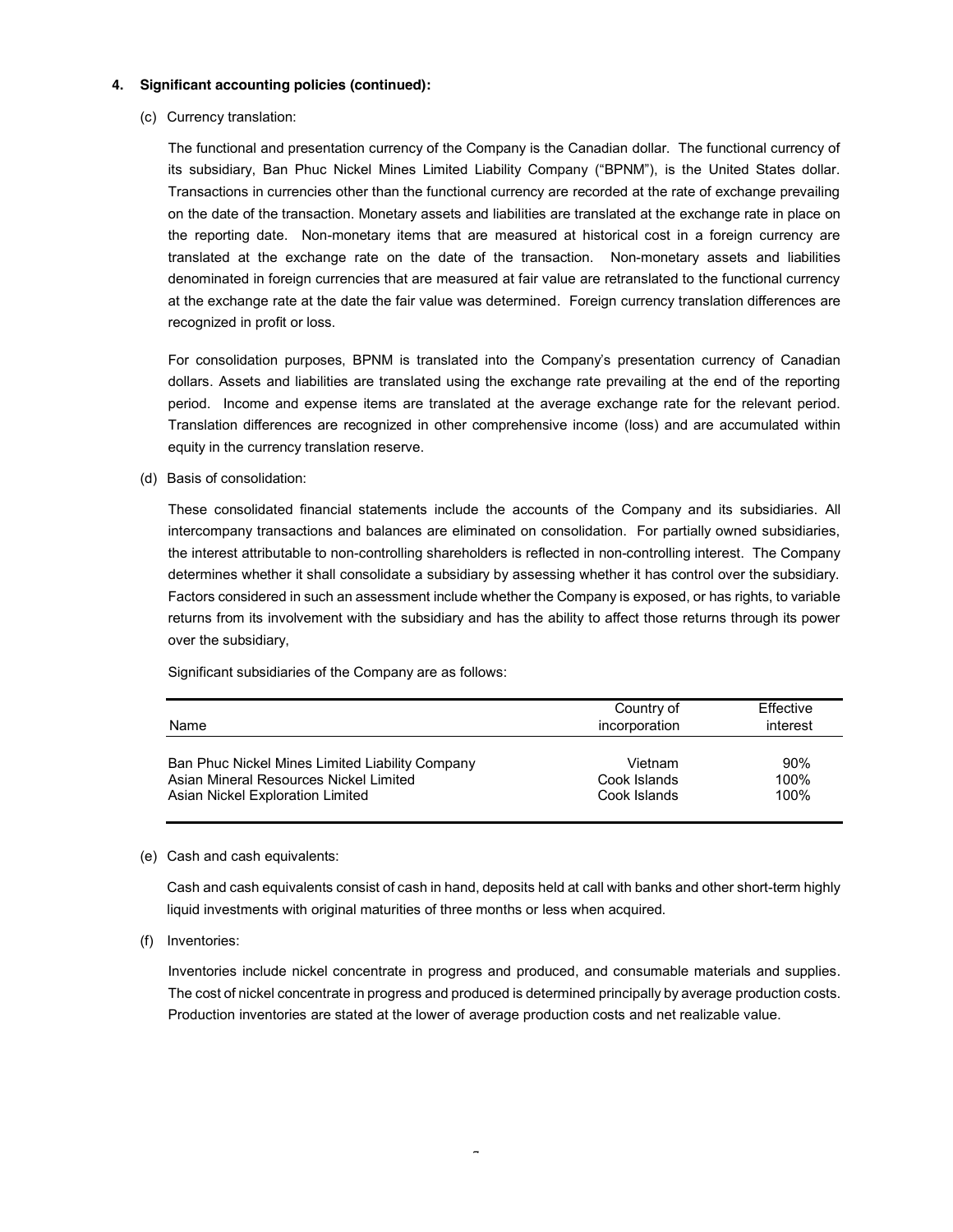## 4. Significant accounting policies (continued):

(c) Currency translation:

The functional and presentation currency of the Company is the Canadian dollar. The functional currency of its subsidiary, Ban Phuc Nickel Mines Limited Liability Company ("BPNM"), is the United States dollar. Transactions in currencies other than the functional currency are recorded at the rate of exchange prevailing on the date of the transaction. Monetary assets and liabilities are translated at the exchange rate in place on the reporting date. Non-monetary items that are measured at historical cost in a foreign currency are translated at the exchange rate on the date of the transaction. Non-monetary assets and liabilities denominated in foreign currencies that are measured at fair value are retranslated to the functional currency at the exchange rate at the date the fair value was determined. Foreign currency translation differences are recognized in profit or loss.

For consolidation purposes, BPNM is translated into the Company's presentation currency of Canadian dollars. Assets and liabilities are translated using the exchange rate prevailing at the end of the reporting period. Income and expense items are translated at the average exchange rate for the relevant period. Translation differences are recognized in other comprehensive income (loss) and are accumulated within equity in the currency translation reserve.

(d) Basis of consolidation:

These consolidated financial statements include the accounts of the Company and its subsidiaries. All intercompany transactions and balances are eliminated on consolidation. For partially owned subsidiaries, the interest attributable to non-controlling shareholders is reflected in non-controlling interest. The Company determines whether it shall consolidate a subsidiary by assessing whether it has control over the subsidiary. Factors considered in such an assessment include whether the Company is exposed, or has rights, to variable returns from its involvement with the subsidiary and has the ability to affect those returns through its power over the subsidiary,

Significant subsidiaries of the Company are as follows:

| Name | Country of incorporation | Effective interest |
|---|---|---|
| Ban Phuc Nickel Mines Limited Liability Company | Vietnam | 90% |
| Asian Mineral Resources Nickel Limited | Cook Islands | 100% |
| Asian Nickel Exploration Limited | Cook Islands | 100% |

(e) Cash and cash equivalents:

Cash and cash equivalents consist of cash in hand, deposits held at call with banks and other short-term highly liquid investments with original maturities of three months or less when acquired.

(f) Inventories:

Inventories include nickel concentrate in progress and produced, and consumable materials and supplies. The cost of nickel concentrate in progress and produced is determined principally by average production costs. Production inventories are stated at the lower of average production costs and net realizable value.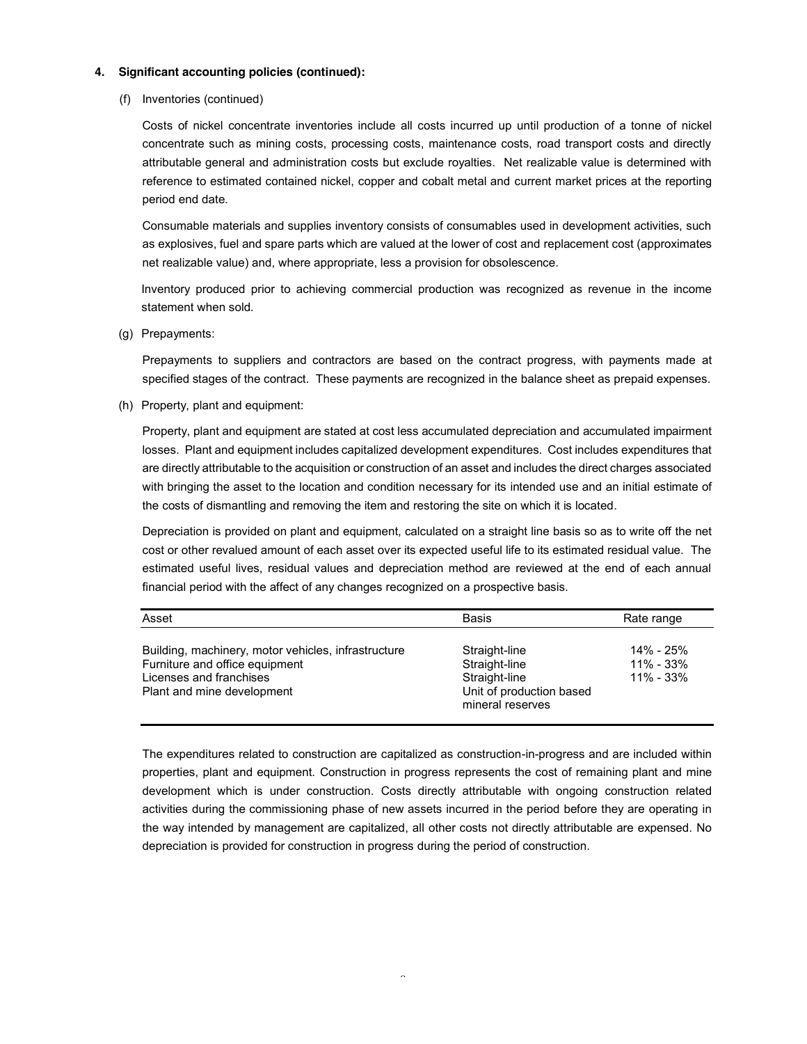## 4. Significant accounting policies (continued):

(f) Inventories (continued)

Costs of nickel concentrate inventories include all costs incurred up until production of a tonne of nickel concentrate such as mining costs, processing costs, maintenance costs, road transport costs and directly attributable general and administration costs but exclude royalties. Net realizable value is determined with reference to estimated contained nickel, copper and cobalt metal and current market prices at the reporting period end date.

Consumable materials and supplies inventory consists of consumables used in development activities, such as explosives, fuel and spare parts which are valued at the lower of cost and replacement cost (approximates net realizable value) and, where appropriate, less a provision for obsolescence.

Inventory produced prior to achieving commercial production was recognized as revenue in the income statement when sold.

(g) Prepayments:

Prepayments to suppliers and contractors are based on the contract progress, with payments made at specified stages of the contract. These payments are recognized in the balance sheet as prepaid expenses.

(h) Property, plant and equipment:

Property, plant and equipment are stated at cost less accumulated depreciation and accumulated impairment losses. Plant and equipment includes capitalized development expenditures. Cost includes expenditures that are directly attributable to the acquisition or construction of an asset and includes the direct charges associated with bringing the asset to the location and condition necessary for its intended use and an initial estimate of the costs of dismantling and removing the item and restoring the site on which it is located.

Depreciation is provided on plant and equipment, calculated on a straight line basis so as to write off the net cost or other revalued amount of each asset over its expected useful life to its estimated residual value. The estimated useful lives, residual values and depreciation method are reviewed at the end of each annual financial period with the affect of any changes recognized on a prospective basis.

| Asset | Basis | Rate range |
|---|---|---|
| Building, machinery, motor vehicles, infrastructure | Straight-line | 14% - 25% |
| Furniture and office equipment | Straight-line | 11% - 33% |
| Licenses and franchises | Straight-line | 11% - 33% |
| Plant and mine development | Unit of production based mineral reserves | |

The expenditures related to construction are capitalized as construction-in-progress and are included within properties, plant and equipment. Construction in progress represents the cost of remaining plant and mine development which is under construction. Costs directly attributable with ongoing construction related activities during the commissioning phase of new assets incurred in the period before they are operating in the way intended by management are capitalized, all other costs not directly attributable are expensed. No depreciation is provided for construction in progress during the period of construction.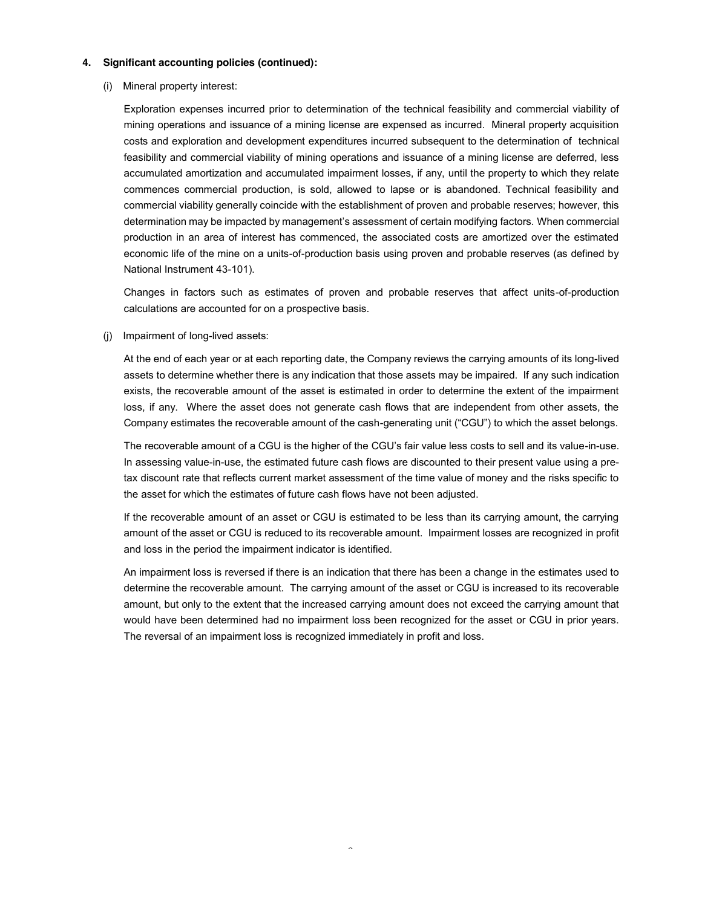## 4. Significant accounting policies (continued):

(i) Mineral property interest:

Exploration expenses incurred prior to determination of the technical feasibility and commercial viability of mining operations and issuance of a mining license are expensed as incurred. Mineral property acquisition costs and exploration and development expenditures incurred subsequent to the determination of technical feasibility and commercial viability of mining operations and issuance of a mining license are deferred, less accumulated amortization and accumulated impairment losses, if any, until the property to which they relate commences commercial production, is sold, allowed to lapse or is abandoned. Technical feasibility and commercial viability generally coincide with the establishment of proven and probable reserves; however, this determination may be impacted by management's assessment of certain modifying factors. When commercial production in an area of interest has commenced, the associated costs are amortized over the estimated economic life of the mine on a units-of-production basis using proven and probable reserves (as defined by National Instrument 43-101).

Changes in factors such as estimates of proven and probable reserves that affect units-of-production calculations are accounted for on a prospective basis.

(j) Impairment of long-lived assets:

At the end of each year or at each reporting date, the Company reviews the carrying amounts of its long-lived assets to determine whether there is any indication that those assets may be impaired. If any such indication exists, the recoverable amount of the asset is estimated in order to determine the extent of the impairment loss, if any. Where the asset does not generate cash flows that are independent from other assets, the Company estimates the recoverable amount of the cash-generating unit ("CGU") to which the asset belongs.

The recoverable amount of a CGU is the higher of the CGU's fair value less costs to sell and its value-in-use. In assessing value-in-use, the estimated future cash flows are discounted to their present value using a pre-tax discount rate that reflects current market assessment of the time value of money and the risks specific to the asset for which the estimates of future cash flows have not been adjusted.

If the recoverable amount of an asset or CGU is estimated to be less than its carrying amount, the carrying amount of the asset or CGU is reduced to its recoverable amount. Impairment losses are recognized in profit and loss in the period the impairment indicator is identified.

An impairment loss is reversed if there is an indication that there has been a change in the estimates used to determine the recoverable amount. The carrying amount of the asset or CGU is increased to its recoverable amount, but only to the extent that the increased carrying amount does not exceed the carrying amount that would have been determined had no impairment loss been recognized for the asset or CGU in prior years. The reversal of an impairment loss is recognized immediately in profit and loss.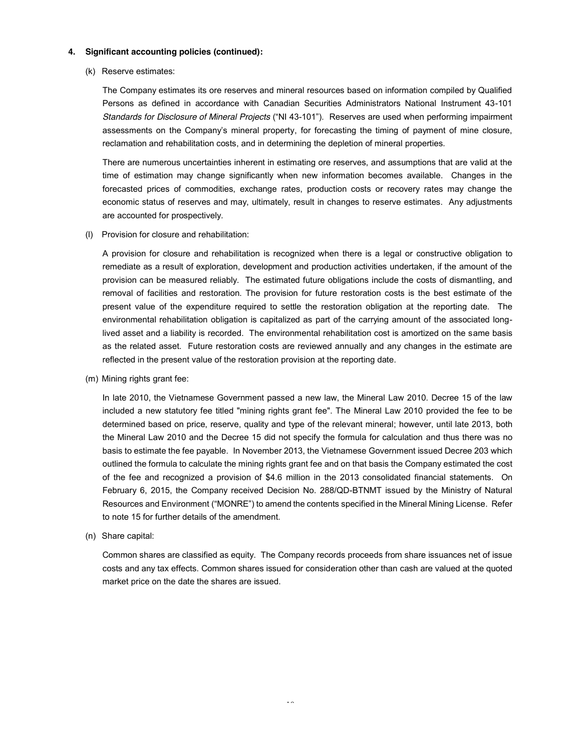#### 4. Significant accounting policies (continued):

(k) Reserve estimates:

The Company estimates its ore reserves and mineral resources based on information compiled by Qualified Persons as defined in accordance with Canadian Securities Administrators National Instrument 43-101 *Standards for Disclosure of Mineral Projects* ("NI 43-101"). Reserves are used when performing impairment assessments on the Company's mineral property, for forecasting the timing of payment of mine closure, reclamation and rehabilitation costs, and in determining the depletion of mineral properties.

There are numerous uncertainties inherent in estimating ore reserves, and assumptions that are valid at the time of estimation may change significantly when new information becomes available. Changes in the forecasted prices of commodities, exchange rates, production costs or recovery rates may change the economic status of reserves and may, ultimately, result in changes to reserve estimates. Any adjustments are accounted for prospectively.

(l) Provision for closure and rehabilitation:

A provision for closure and rehabilitation is recognized when there is a legal or constructive obligation to remediate as a result of exploration, development and production activities undertaken, if the amount of the provision can be measured reliably. The estimated future obligations include the costs of dismantling, and removal of facilities and restoration. The provision for future restoration costs is the best estimate of the present value of the expenditure required to settle the restoration obligation at the reporting date. The environmental rehabilitation obligation is capitalized as part of the carrying amount of the associated long-lived asset and a liability is recorded. The environmental rehabilitation cost is amortized on the same basis as the related asset. Future restoration costs are reviewed annually and any changes in the estimate are reflected in the present value of the restoration provision at the reporting date.

(m) Mining rights grant fee:

In late 2010, the Vietnamese Government passed a new law, the Mineral Law 2010. Decree 15 of the law included a new statutory fee titled "mining rights grant fee". The Mineral Law 2010 provided the fee to be determined based on price, reserve, quality and type of the relevant mineral; however, until late 2013, both the Mineral Law 2010 and the Decree 15 did not specify the formula for calculation and thus there was no basis to estimate the fee payable. In November 2013, the Vietnamese Government issued Decree 203 which outlined the formula to calculate the mining rights grant fee and on that basis the Company estimated the cost of the fee and recognized a provision of $4.6 million in the 2013 consolidated financial statements. On February 6, 2015, the Company received Decision No. 288/QD-BTNMT issued by the Ministry of Natural Resources and Environment ("MONRE") to amend the contents specified in the Mineral Mining License. Refer to note 15 for further details of the amendment.

(n) Share capital:

Common shares are classified as equity. The Company records proceeds from share issuances net of issue costs and any tax effects. Common shares issued for consideration other than cash are valued at the quoted market price on the date the shares are issued.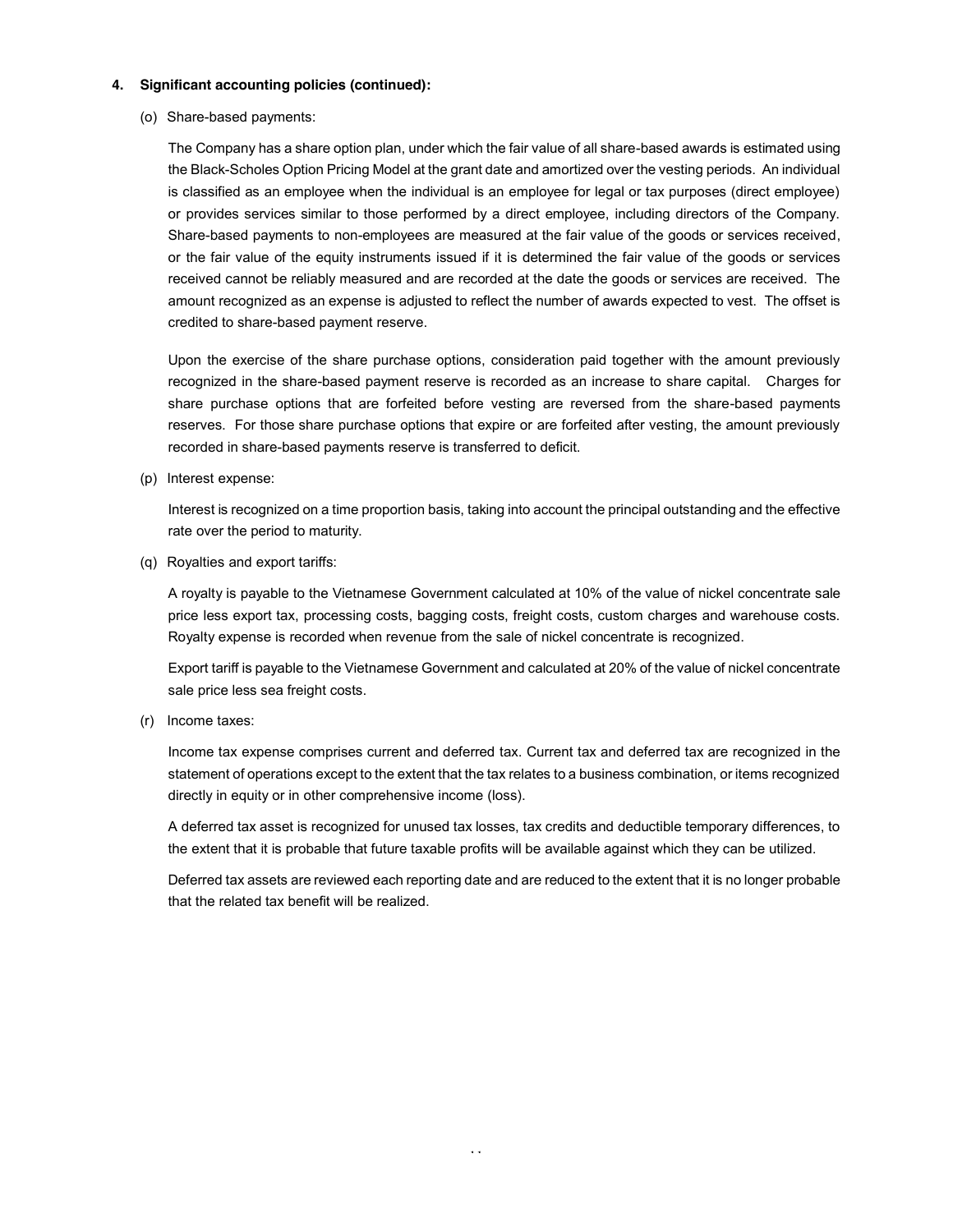## 4. Significant accounting policies (continued):

(o) Share-based payments:

The Company has a share option plan, under which the fair value of all share-based awards is estimated using the Black-Scholes Option Pricing Model at the grant date and amortized over the vesting periods. An individual is classified as an employee when the individual is an employee for legal or tax purposes (direct employee) or provides services similar to those performed by a direct employee, including directors of the Company. Share-based payments to non-employees are measured at the fair value of the goods or services received, or the fair value of the equity instruments issued if it is determined the fair value of the goods or services received cannot be reliably measured and are recorded at the date the goods or services are received. The amount recognized as an expense is adjusted to reflect the number of awards expected to vest. The offset is credited to share-based payment reserve.

Upon the exercise of the share purchase options, consideration paid together with the amount previously recognized in the share-based payment reserve is recorded as an increase to share capital. Charges for share purchase options that are forfeited before vesting are reversed from the share-based payments reserves. For those share purchase options that expire or are forfeited after vesting, the amount previously recorded in share-based payments reserve is transferred to deficit.

(p) Interest expense:

Interest is recognized on a time proportion basis, taking into account the principal outstanding and the effective rate over the period to maturity.

(q) Royalties and export tariffs:

A royalty is payable to the Vietnamese Government calculated at 10% of the value of nickel concentrate sale price less export tax, processing costs, bagging costs, freight costs, custom charges and warehouse costs. Royalty expense is recorded when revenue from the sale of nickel concentrate is recognized.

Export tariff is payable to the Vietnamese Government and calculated at 20% of the value of nickel concentrate sale price less sea freight costs.

(r) Income taxes:

Income tax expense comprises current and deferred tax. Current tax and deferred tax are recognized in the statement of operations except to the extent that the tax relates to a business combination, or items recognized directly in equity or in other comprehensive income (loss).

A deferred tax asset is recognized for unused tax losses, tax credits and deductible temporary differences, to the extent that it is probable that future taxable profits will be available against which they can be utilized.

Deferred tax assets are reviewed each reporting date and are reduced to the extent that it is no longer probable that the related tax benefit will be realized.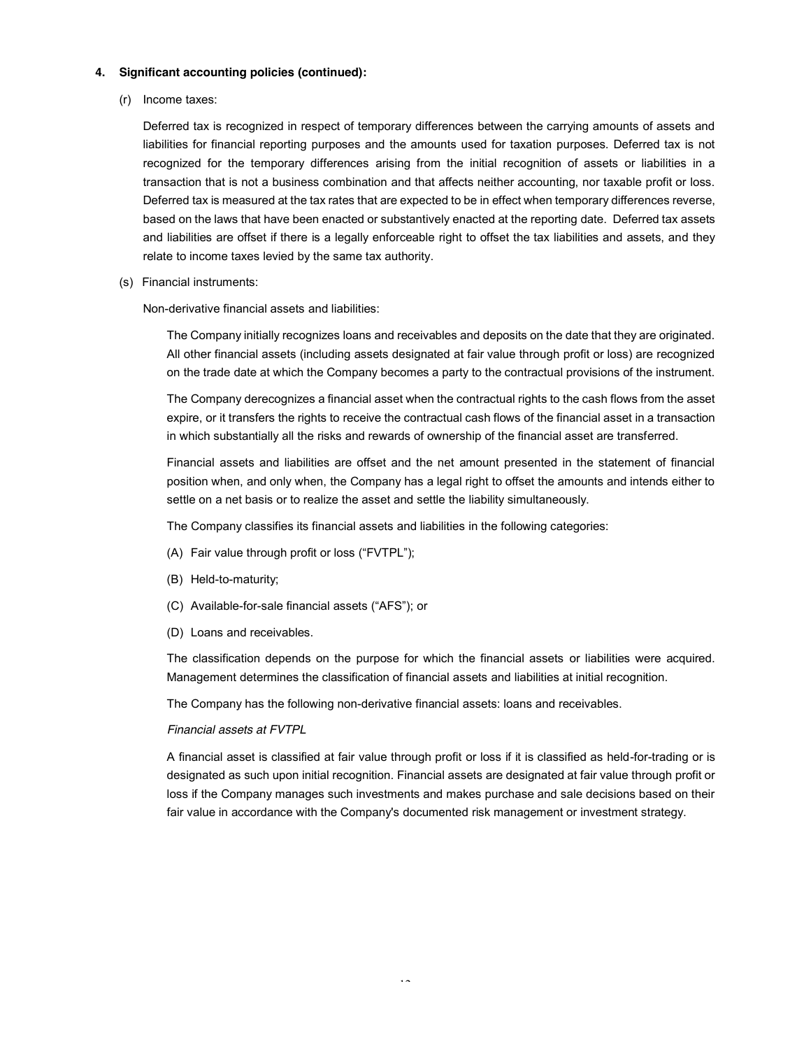## 4. Significant accounting policies (continued):

(r) Income taxes:

Deferred tax is recognized in respect of temporary differences between the carrying amounts of assets and liabilities for financial reporting purposes and the amounts used for taxation purposes. Deferred tax is not recognized for the temporary differences arising from the initial recognition of assets or liabilities in a transaction that is not a business combination and that affects neither accounting, nor taxable profit or loss. Deferred tax is measured at the tax rates that are expected to be in effect when temporary differences reverse, based on the laws that have been enacted or substantively enacted at the reporting date. Deferred tax assets and liabilities are offset if there is a legally enforceable right to offset the tax liabilities and assets, and they relate to income taxes levied by the same tax authority.

(s) Financial instruments:

Non-derivative financial assets and liabilities:

The Company initially recognizes loans and receivables and deposits on the date that they are originated. All other financial assets (including assets designated at fair value through profit or loss) are recognized on the trade date at which the Company becomes a party to the contractual provisions of the instrument.

The Company derecognizes a financial asset when the contractual rights to the cash flows from the asset expire, or it transfers the rights to receive the contractual cash flows of the financial asset in a transaction in which substantially all the risks and rewards of ownership of the financial asset are transferred.

Financial assets and liabilities are offset and the net amount presented in the statement of financial position when, and only when, the Company has a legal right to offset the amounts and intends either to settle on a net basis or to realize the asset and settle the liability simultaneously.

The Company classifies its financial assets and liabilities in the following categories:

(A) Fair value through profit or loss ("FVTPL");

(B) Held-to-maturity;

(C) Available-for-sale financial assets ("AFS"); or

(D) Loans and receivables.

The classification depends on the purpose for which the financial assets or liabilities were acquired. Management determines the classification of financial assets and liabilities at initial recognition.

The Company has the following non-derivative financial assets: loans and receivables.

*Financial assets at FVTPL*

A financial asset is classified at fair value through profit or loss if it is classified as held-for-trading or is designated as such upon initial recognition. Financial assets are designated at fair value through profit or loss if the Company manages such investments and makes purchase and sale decisions based on their fair value in accordance with the Company's documented risk management or investment strategy.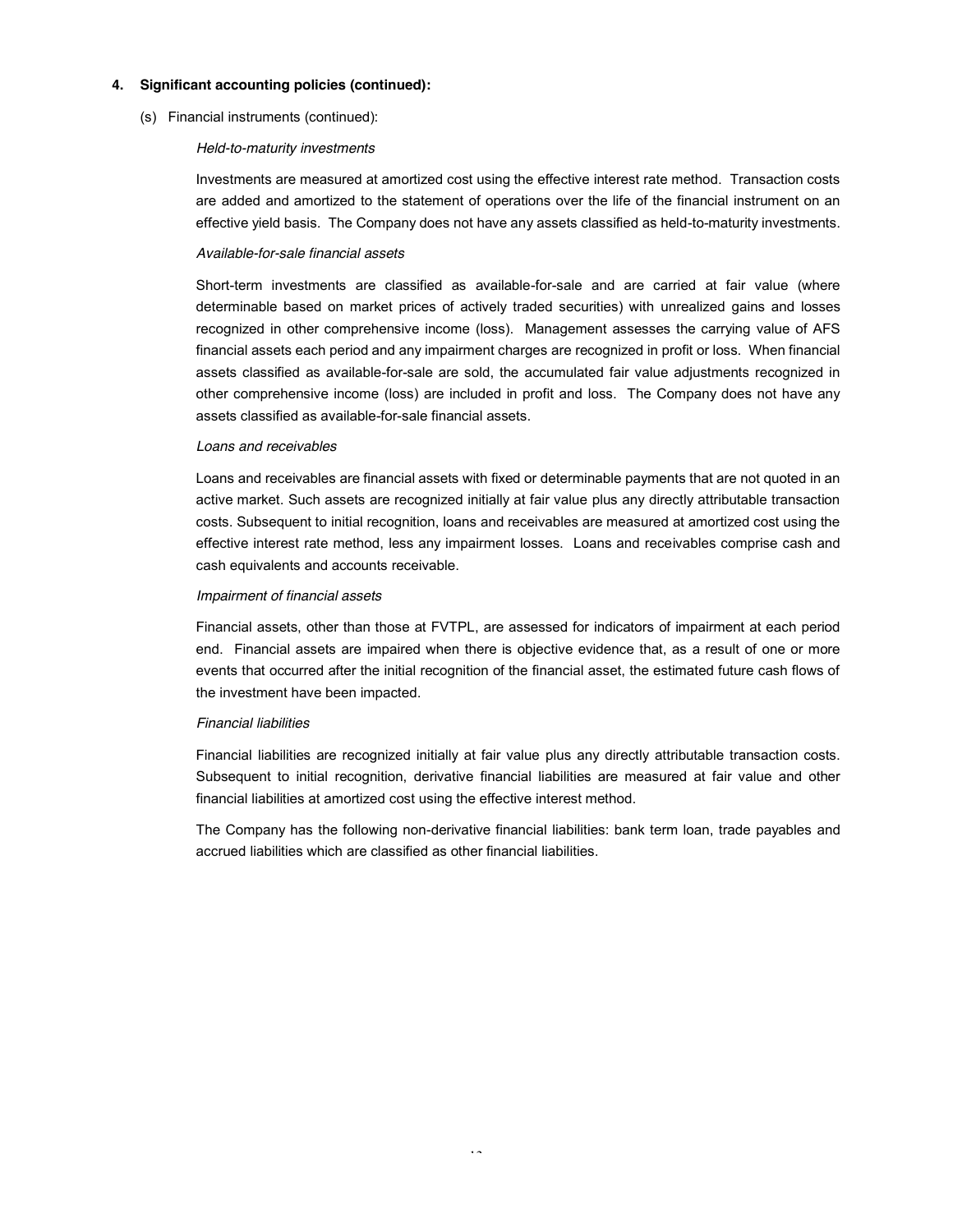## 4. Significant accounting policies (continued):

### (s) Financial instruments (continued):

*Held-to-maturity investments*

Investments are measured at amortized cost using the effective interest rate method. Transaction costs are added and amortized to the statement of operations over the life of the financial instrument on an effective yield basis. The Company does not have any assets classified as held-to-maturity investments.

*Available-for-sale financial assets*

Short-term investments are classified as available-for-sale and are carried at fair value (where determinable based on market prices of actively traded securities) with unrealized gains and losses recognized in other comprehensive income (loss). Management assesses the carrying value of AFS financial assets each period and any impairment charges are recognized in profit or loss. When financial assets classified as available-for-sale are sold, the accumulated fair value adjustments recognized in other comprehensive income (loss) are included in profit and loss. The Company does not have any assets classified as available-for-sale financial assets.

*Loans and receivables*

Loans and receivables are financial assets with fixed or determinable payments that are not quoted in an active market. Such assets are recognized initially at fair value plus any directly attributable transaction costs. Subsequent to initial recognition, loans and receivables are measured at amortized cost using the effective interest rate method, less any impairment losses. Loans and receivables comprise cash and cash equivalents and accounts receivable.

*Impairment of financial assets*

Financial assets, other than those at FVTPL, are assessed for indicators of impairment at each period end. Financial assets are impaired when there is objective evidence that, as a result of one or more events that occurred after the initial recognition of the financial asset, the estimated future cash flows of the investment have been impacted.

*Financial liabilities*

Financial liabilities are recognized initially at fair value plus any directly attributable transaction costs. Subsequent to initial recognition, derivative financial liabilities are measured at fair value and other financial liabilities at amortized cost using the effective interest method.

The Company has the following non-derivative financial liabilities: bank term loan, trade payables and accrued liabilities which are classified as other financial liabilities.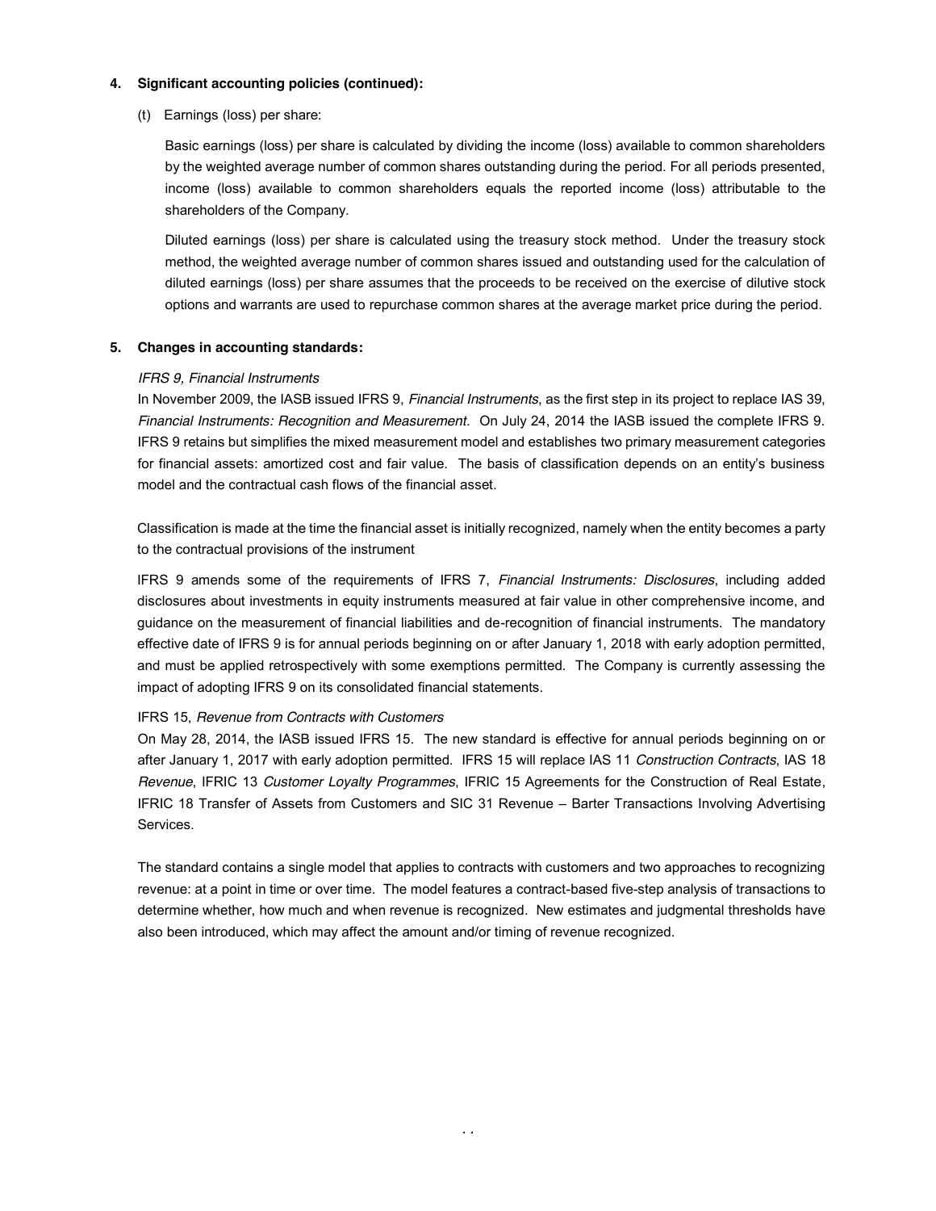## 4. Significant accounting policies (continued):

(t) Earnings (loss) per share:

Basic earnings (loss) per share is calculated by dividing the income (loss) available to common shareholders by the weighted average number of common shares outstanding during the period. For all periods presented, income (loss) available to common shareholders equals the reported income (loss) attributable to the shareholders of the Company.

Diluted earnings (loss) per share is calculated using the treasury stock method. Under the treasury stock method, the weighted average number of common shares issued and outstanding used for the calculation of diluted earnings (loss) per share assumes that the proceeds to be received on the exercise of dilutive stock options and warrants are used to repurchase common shares at the average market price during the period.

## 5. Changes in accounting standards:

*IFRS 9, Financial Instruments*

In November 2009, the IASB issued IFRS 9, *Financial Instruments*, as the first step in its project to replace IAS 39, *Financial Instruments: Recognition and Measurement*. On July 24, 2014 the IASB issued the complete IFRS 9. IFRS 9 retains but simplifies the mixed measurement model and establishes two primary measurement categories for financial assets: amortized cost and fair value. The basis of classification depends on an entity's business model and the contractual cash flows of the financial asset.

Classification is made at the time the financial asset is initially recognized, namely when the entity becomes a party to the contractual provisions of the instrument

IFRS 9 amends some of the requirements of IFRS 7, *Financial Instruments: Disclosures*, including added disclosures about investments in equity instruments measured at fair value in other comprehensive income, and guidance on the measurement of financial liabilities and de-recognition of financial instruments. The mandatory effective date of IFRS 9 is for annual periods beginning on or after January 1, 2018 with early adoption permitted, and must be applied retrospectively with some exemptions permitted. The Company is currently assessing the impact of adopting IFRS 9 on its consolidated financial statements.

IFRS 15, *Revenue from Contracts with Customers*

On May 28, 2014, the IASB issued IFRS 15. The new standard is effective for annual periods beginning on or after January 1, 2017 with early adoption permitted. IFRS 15 will replace IAS 11 *Construction Contracts*, IAS 18 *Revenue*, IFRIC 13 *Customer Loyalty Programmes*, IFRIC 15 Agreements for the Construction of Real Estate, IFRIC 18 Transfer of Assets from Customers and SIC 31 Revenue – Barter Transactions Involving Advertising Services.

The standard contains a single model that applies to contracts with customers and two approaches to recognizing revenue: at a point in time or over time. The model features a contract-based five-step analysis of transactions to determine whether, how much and when revenue is recognized. New estimates and judgmental thresholds have also been introduced, which may affect the amount and/or timing of revenue recognized.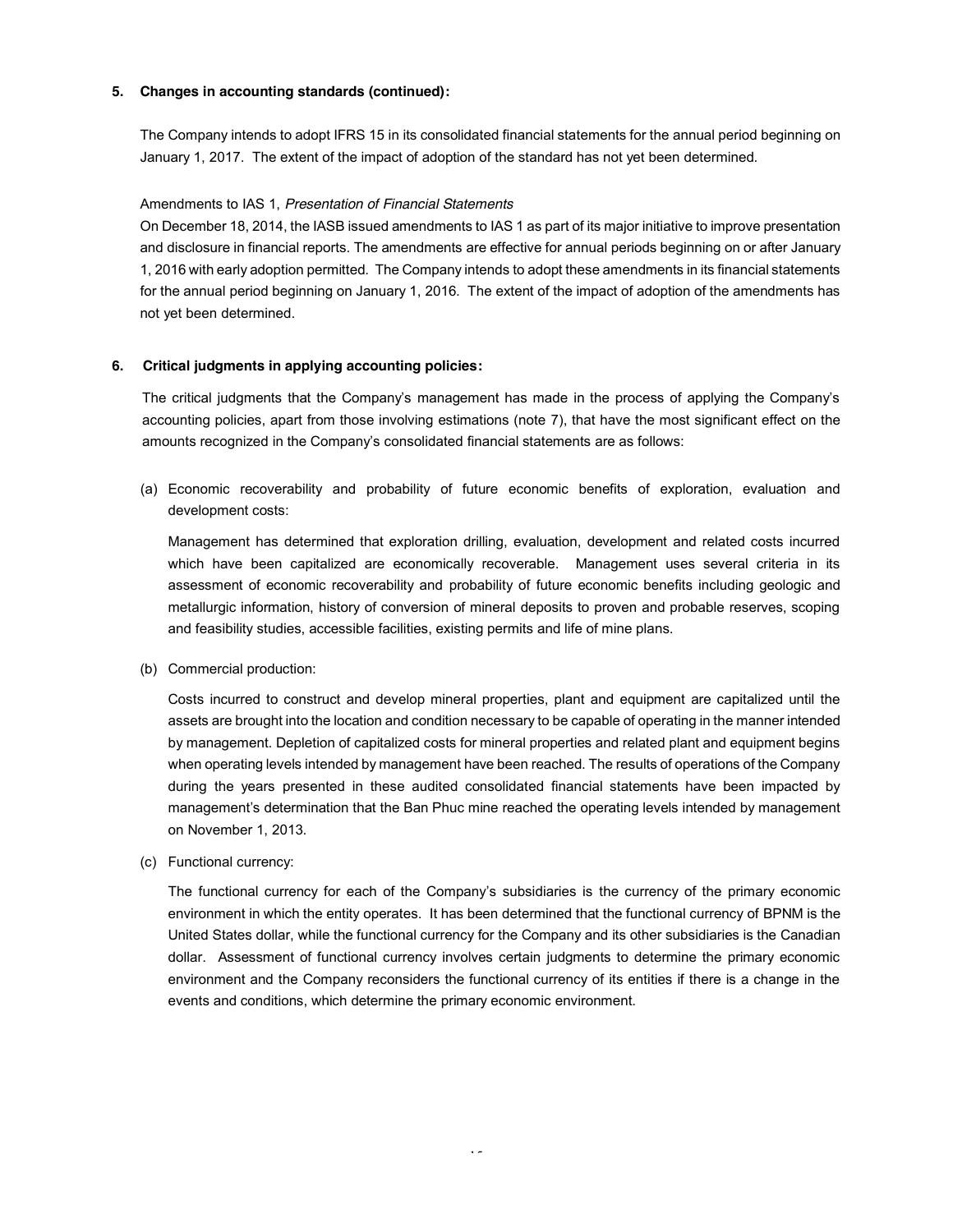**5. Changes in accounting standards (continued):**

The Company intends to adopt IFRS 15 in its consolidated financial statements for the annual period beginning on January 1, 2017. The extent of the impact of adoption of the standard has not yet been determined.

Amendments to IAS 1, *Presentation of Financial Statements*

On December 18, 2014, the IASB issued amendments to IAS 1 as part of its major initiative to improve presentation and disclosure in financial reports. The amendments are effective for annual periods beginning on or after January 1, 2016 with early adoption permitted. The Company intends to adopt these amendments in its financial statements for the annual period beginning on January 1, 2016. The extent of the impact of adoption of the amendments has not yet been determined.

**6. Critical judgments in applying accounting policies:**

The critical judgments that the Company's management has made in the process of applying the Company's accounting policies, apart from those involving estimations (note 7), that have the most significant effect on the amounts recognized in the Company's consolidated financial statements are as follows:

(a) Economic recoverability and probability of future economic benefits of exploration, evaluation and development costs:

Management has determined that exploration drilling, evaluation, development and related costs incurred which have been capitalized are economically recoverable. Management uses several criteria in its assessment of economic recoverability and probability of future economic benefits including geologic and metallurgic information, history of conversion of mineral deposits to proven and probable reserves, scoping and feasibility studies, accessible facilities, existing permits and life of mine plans.

(b) Commercial production:

Costs incurred to construct and develop mineral properties, plant and equipment are capitalized until the assets are brought into the location and condition necessary to be capable of operating in the manner intended by management. Depletion of capitalized costs for mineral properties and related plant and equipment begins when operating levels intended by management have been reached. The results of operations of the Company during the years presented in these audited consolidated financial statements have been impacted by management's determination that the Ban Phuc mine reached the operating levels intended by management on November 1, 2013.

(c) Functional currency:

The functional currency for each of the Company's subsidiaries is the currency of the primary economic environment in which the entity operates. It has been determined that the functional currency of BPNM is the United States dollar, while the functional currency for the Company and its other subsidiaries is the Canadian dollar. Assessment of functional currency involves certain judgments to determine the primary economic environment and the Company reconsiders the functional currency of its entities if there is a change in the events and conditions, which determine the primary economic environment.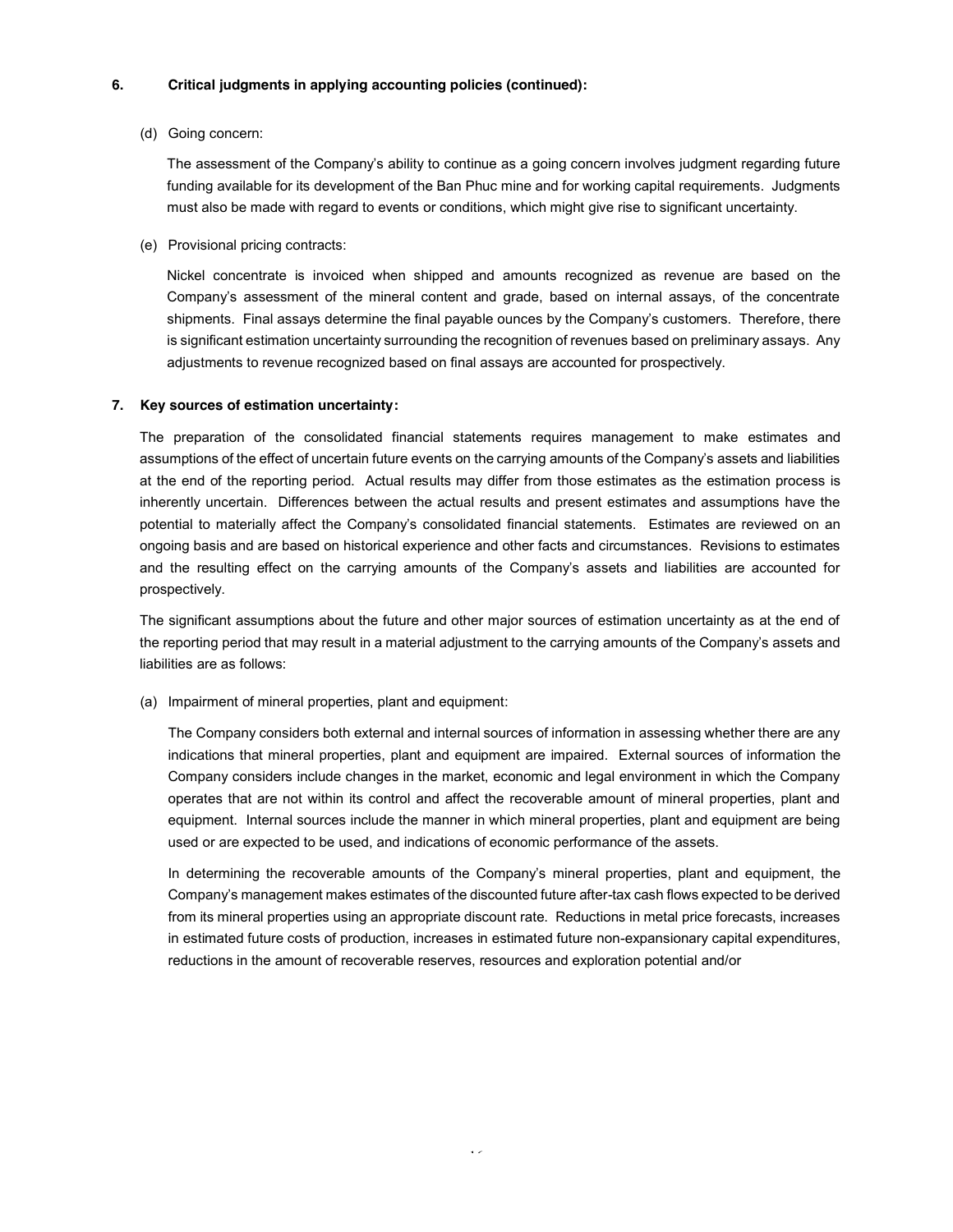## 6. Critical judgments in applying accounting policies (continued):

(d) Going concern:

The assessment of the Company's ability to continue as a going concern involves judgment regarding future funding available for its development of the Ban Phuc mine and for working capital requirements. Judgments must also be made with regard to events or conditions, which might give rise to significant uncertainty.

(e) Provisional pricing contracts:

Nickel concentrate is invoiced when shipped and amounts recognized as revenue are based on the Company's assessment of the mineral content and grade, based on internal assays, of the concentrate shipments. Final assays determine the final payable ounces by the Company's customers. Therefore, there is significant estimation uncertainty surrounding the recognition of revenues based on preliminary assays. Any adjustments to revenue recognized based on final assays are accounted for prospectively.

## 7. Key sources of estimation uncertainty:

The preparation of the consolidated financial statements requires management to make estimates and assumptions of the effect of uncertain future events on the carrying amounts of the Company's assets and liabilities at the end of the reporting period. Actual results may differ from those estimates as the estimation process is inherently uncertain. Differences between the actual results and present estimates and assumptions have the potential to materially affect the Company's consolidated financial statements. Estimates are reviewed on an ongoing basis and are based on historical experience and other facts and circumstances. Revisions to estimates and the resulting effect on the carrying amounts of the Company's assets and liabilities are accounted for prospectively.

The significant assumptions about the future and other major sources of estimation uncertainty as at the end of the reporting period that may result in a material adjustment to the carrying amounts of the Company's assets and liabilities are as follows:

(a) Impairment of mineral properties, plant and equipment:

The Company considers both external and internal sources of information in assessing whether there are any indications that mineral properties, plant and equipment are impaired. External sources of information the Company considers include changes in the market, economic and legal environment in which the Company operates that are not within its control and affect the recoverable amount of mineral properties, plant and equipment. Internal sources include the manner in which mineral properties, plant and equipment are being used or are expected to be used, and indications of economic performance of the assets.

In determining the recoverable amounts of the Company's mineral properties, plant and equipment, the Company's management makes estimates of the discounted future after-tax cash flows expected to be derived from its mineral properties using an appropriate discount rate. Reductions in metal price forecasts, increases in estimated future costs of production, increases in estimated future non-expansionary capital expenditures, reductions in the amount of recoverable reserves, resources and exploration potential and/or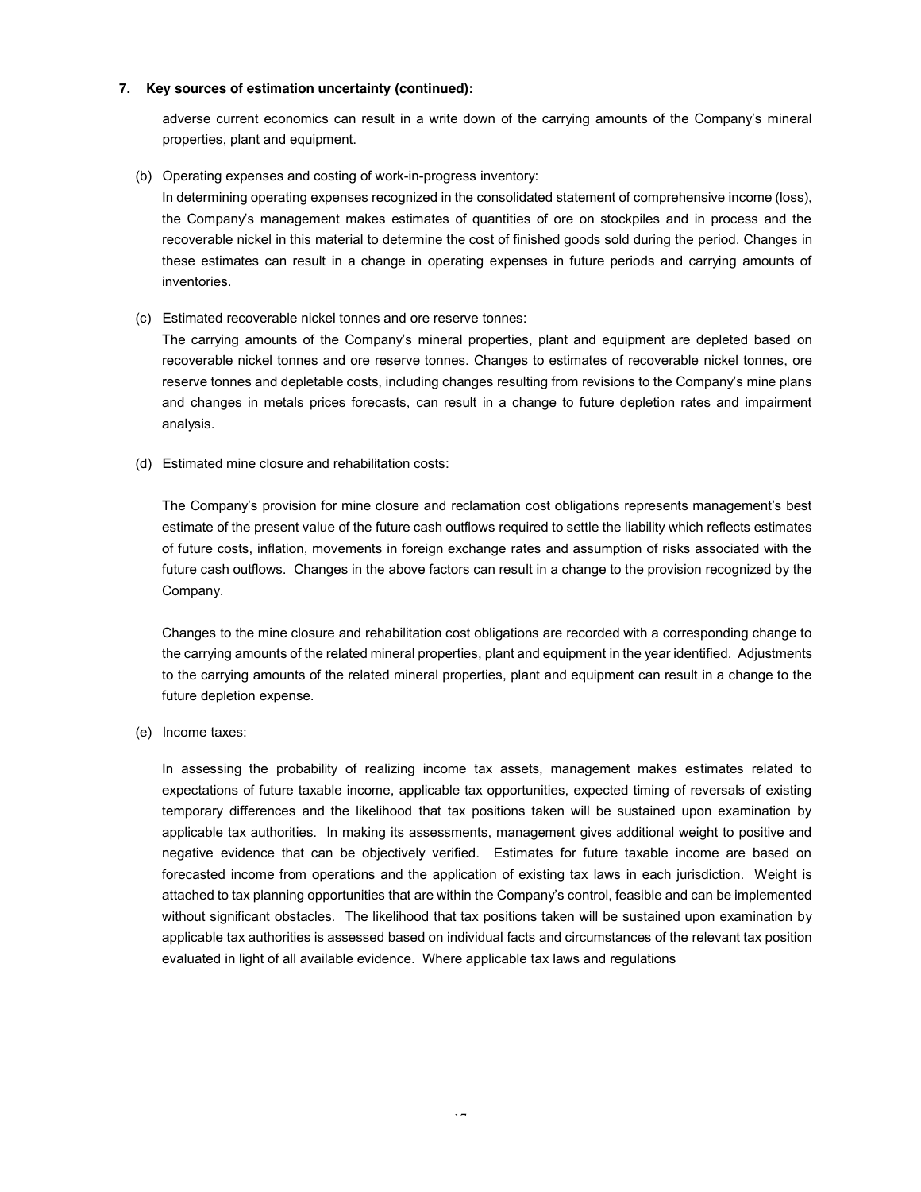## 7. Key sources of estimation uncertainty (continued):

adverse current economics can result in a write down of the carrying amounts of the Company's mineral properties, plant and equipment.

(b) Operating expenses and costing of work-in-progress inventory:

In determining operating expenses recognized in the consolidated statement of comprehensive income (loss), the Company's management makes estimates of quantities of ore on stockpiles and in process and the recoverable nickel in this material to determine the cost of finished goods sold during the period. Changes in these estimates can result in a change in operating expenses in future periods and carrying amounts of inventories.

(c) Estimated recoverable nickel tonnes and ore reserve tonnes:

The carrying amounts of the Company's mineral properties, plant and equipment are depleted based on recoverable nickel tonnes and ore reserve tonnes. Changes to estimates of recoverable nickel tonnes, ore reserve tonnes and depletable costs, including changes resulting from revisions to the Company's mine plans and changes in metals prices forecasts, can result in a change to future depletion rates and impairment analysis.

(d) Estimated mine closure and rehabilitation costs:

The Company's provision for mine closure and reclamation cost obligations represents management's best estimate of the present value of the future cash outflows required to settle the liability which reflects estimates of future costs, inflation, movements in foreign exchange rates and assumption of risks associated with the future cash outflows. Changes in the above factors can result in a change to the provision recognized by the Company.

Changes to the mine closure and rehabilitation cost obligations are recorded with a corresponding change to the carrying amounts of the related mineral properties, plant and equipment in the year identified. Adjustments to the carrying amounts of the related mineral properties, plant and equipment can result in a change to the future depletion expense.

(e) Income taxes:

In assessing the probability of realizing income tax assets, management makes estimates related to expectations of future taxable income, applicable tax opportunities, expected timing of reversals of existing temporary differences and the likelihood that tax positions taken will be sustained upon examination by applicable tax authorities. In making its assessments, management gives additional weight to positive and negative evidence that can be objectively verified. Estimates for future taxable income are based on forecasted income from operations and the application of existing tax laws in each jurisdiction. Weight is attached to tax planning opportunities that are within the Company's control, feasible and can be implemented without significant obstacles. The likelihood that tax positions taken will be sustained upon examination by applicable tax authorities is assessed based on individual facts and circumstances of the relevant tax position evaluated in light of all available evidence. Where applicable tax laws and regulations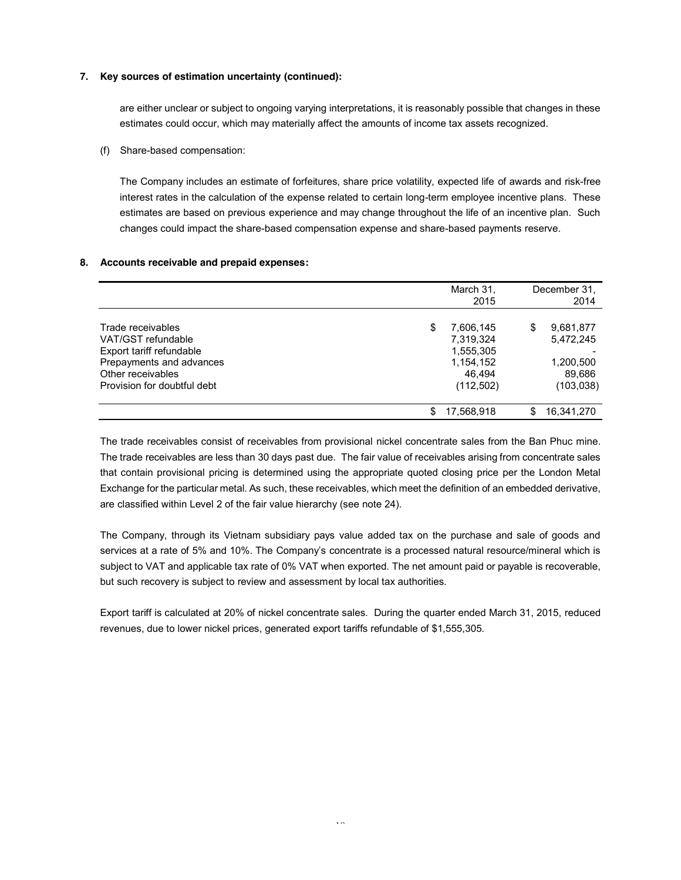### 7. Key sources of estimation uncertainty (continued):

are either unclear or subject to ongoing varying interpretations, it is reasonably possible that changes in these estimates could occur, which may materially affect the amounts of income tax assets recognized.

(f) Share-based compensation:

The Company includes an estimate of forfeitures, share price volatility, expected life of awards and risk-free interest rates in the calculation of the expense related to certain long-term employee incentive plans. These estimates are based on previous experience and may change throughout the life of an incentive plan. Such changes could impact the share-based compensation expense and share-based payments reserve.

### 8. Accounts receivable and prepaid expenses:

| | March 31, 2015 | December 31, 2014 |
|---|---|---|
| Trade receivables | $ 7,606,145 | $ 9,681,877 |
| VAT/GST refundable | 7,319,324 | 5,472,245 |
| Export tariff refundable | 1,555,305 | - |
| Prepayments and advances | 1,154,152 | 1,200,500 |
| Other receivables | 46,494 | 89,686 |
| Provision for doubtful debt | (112,502) | (103,038) |
| | $ 17,568,918 | $ 16,341,270 |

The trade receivables consist of receivables from provisional nickel concentrate sales from the Ban Phuc mine. The trade receivables are less than 30 days past due. The fair value of receivables arising from concentrate sales that contain provisional pricing is determined using the appropriate quoted closing price per the London Metal Exchange for the particular metal. As such, these receivables, which meet the definition of an embedded derivative, are classified within Level 2 of the fair value hierarchy (see note 24).

The Company, through its Vietnam subsidiary pays value added tax on the purchase and sale of goods and services at a rate of 5% and 10%. The Company's concentrate is a processed natural resource/mineral which is subject to VAT and applicable tax rate of 0% VAT when exported. The net amount paid or payable is recoverable, but such recovery is subject to review and assessment by local tax authorities.

Export tariff is calculated at 20% of nickel concentrate sales. During the quarter ended March 31, 2015, reduced revenues, due to lower nickel prices, generated export tariffs refundable of $1,555,305.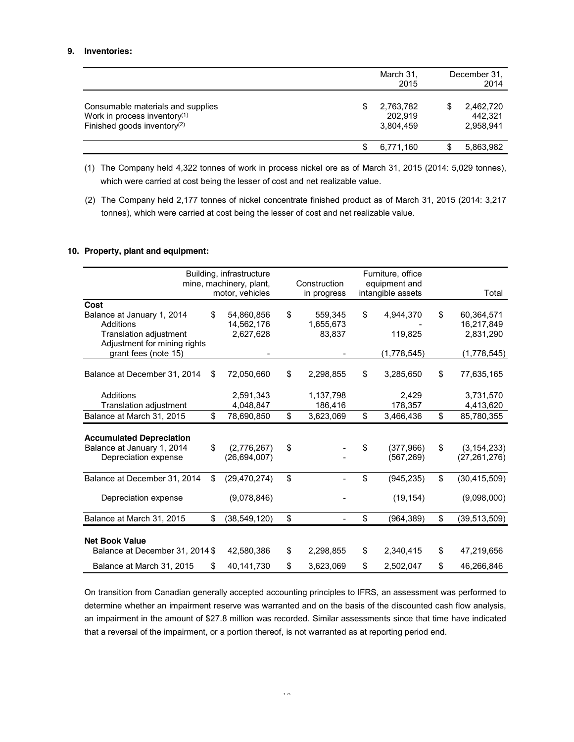**9. Inventories:**

| | March 31, 2015 | December 31, 2014 |
|---|---|---|
| Consumable materials and supplies | $ 2,763,782 | $ 2,462,720 |
| Work in process inventory[(1)] | 202,919 | 442,321 |
| Finished goods inventory[(2)] | 3,804,459 | 2,958,941 |
| | $ 6,771,160 | $ 5,863,982 |

(1) The Company held 4,322 tonnes of work in process nickel ore as of March 31, 2015 (2014: 5,029 tonnes), which were carried at cost being the lesser of cost and net realizable value.

(2) The Company held 2,177 tonnes of nickel concentrate finished product as of March 31, 2015 (2014: 3,217 tonnes), which were carried at cost being the lesser of cost and net realizable value.

**10. Property, plant and equipment:**

| | Building, infrastructure mine, machinery, plant, motor, vehicles | Construction in progress | Furniture, office equipment and intangible assets | Total |
|---|---|---|---|---|
| **Cost** | | | | |
| Balance at January 1, 2014 | $ 54,860,856 | $ 559,345 | $ 4,944,370 | $ 60,364,571 |
| Additions | 14,562,176 | 1,655,673 | - | 16,217,849 |
| Translation adjustment | 2,627,628 | 83,837 | 119,825 | 2,831,290 |
| Adjustment for mining rights grant fees (note 15) | - | - | (1,778,545) | (1,778,545) |
| Balance at December 31, 2014 | $ 72,050,660 | $ 2,298,855 | $ 3,285,650 | $ 77,635,165 |
| Additions | 2,591,343 | 1,137,798 | 2,429 | 3,731,570 |
| Translation adjustment | 4,048,847 | 186,416 | 178,357 | 4,413,620 |
| Balance at March 31, 2015 | $ 78,690,850 | $ 3,623,069 | $ 3,466,436 | $ 85,780,355 |
| **Accumulated Depreciation** | | | | |
| Balance at January 1, 2014 | $ (2,776,267) | $ - | $ (377,966) | $ (3,154,233) |
| Depreciation expense | (26,694,007) | - | (567,269) | (27,261,276) |
| Balance at December 31, 2014 | $ (29,470,274) | $ - | $ (945,235) | $ (30,415,509) |
| Depreciation expense | (9,078,846) | - | (19,154) | (9,098,000) |
| Balance at March 31, 2015 | $ (38,549,120) | $ - | $ (964,389) | $ (39,513,509) |
| **Net Book Value** | | | | |
| Balance at December 31, 2014 | $ 42,580,386 | $ 2,298,855 | $ 2,340,415 | $ 47,219,656 |
| Balance at March 31, 2015 | $ 40,141,730 | $ 3,623,069 | $ 2,502,047 | $ 46,266,846 |

On transition from Canadian generally accepted accounting principles to IFRS, an assessment was performed to determine whether an impairment reserve was warranted and on the basis of the discounted cash flow analysis, an impairment in the amount of $27.8 million was recorded. Similar assessments since that time have indicated that a reversal of the impairment, or a portion thereof, is not warranted as at reporting period end.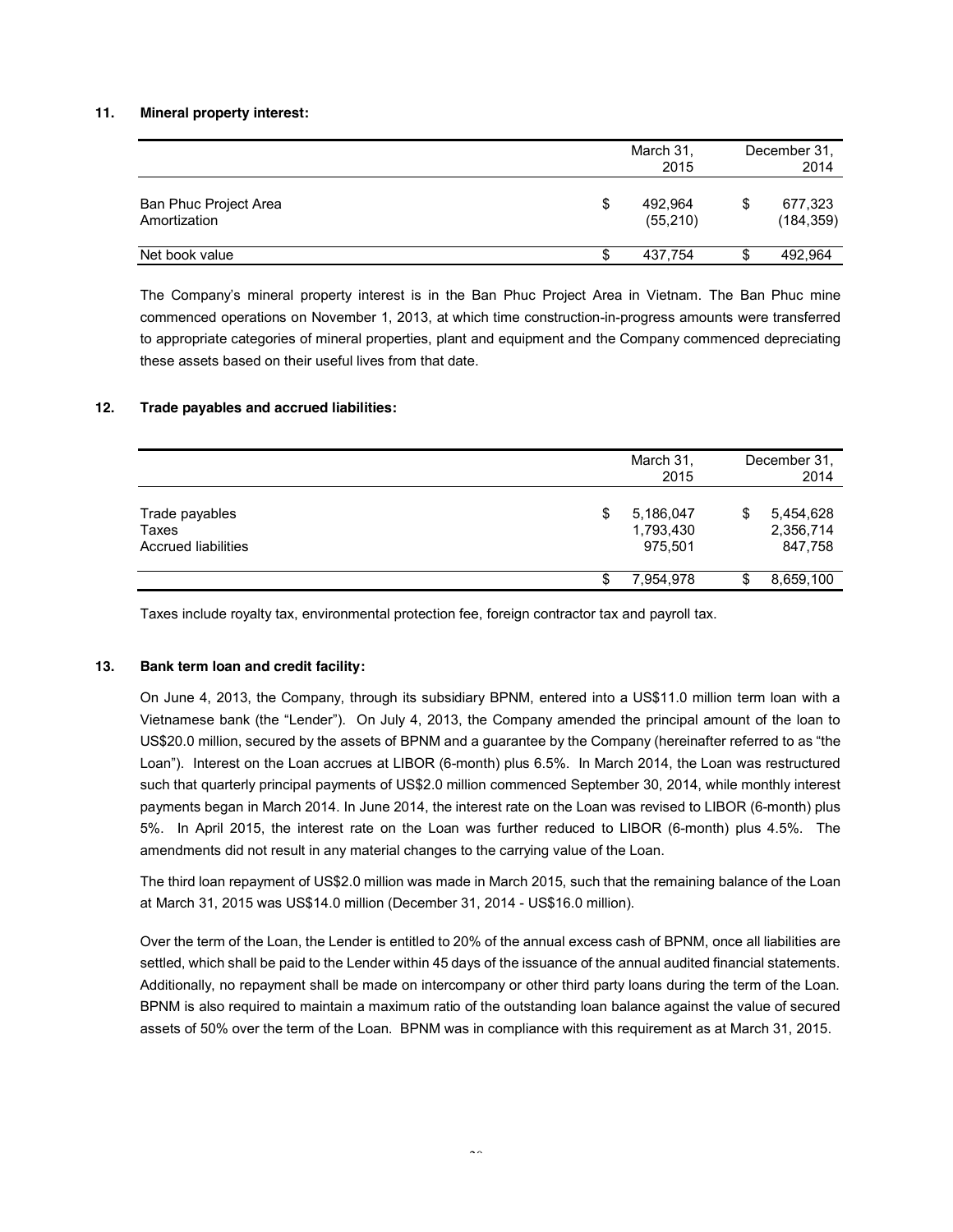## 11. Mineral property interest:

| | March 31, 2015 | December 31, 2014 |
|---|---|---|
| Ban Phuc Project Area | $ 492,964 | $ 677,323 |
| Amortization | (55,210) | (184,359) |
| Net book value | $ 437,754 | $ 492,964 |

The Company's mineral property interest is in the Ban Phuc Project Area in Vietnam. The Ban Phuc mine commenced operations on November 1, 2013, at which time construction-in-progress amounts were transferred to appropriate categories of mineral properties, plant and equipment and the Company commenced depreciating these assets based on their useful lives from that date.

## 12. Trade payables and accrued liabilities:

| | March 31, 2015 | December 31, 2014 |
|---|---|---|
| Trade payables | $ 5,186,047 | $ 5,454,628 |
| Taxes | 1,793,430 | 2,356,714 |
| Accrued liabilities | 975,501 | 847,758 |
| | $ 7,954,978 | $ 8,659,100 |

Taxes include royalty tax, environmental protection fee, foreign contractor tax and payroll tax.

## 13. Bank term loan and credit facility:

On June 4, 2013, the Company, through its subsidiary BPNM, entered into a US$11.0 million term loan with a Vietnamese bank (the "Lender"). On July 4, 2013, the Company amended the principal amount of the loan to US$20.0 million, secured by the assets of BPNM and a guarantee by the Company (hereinafter referred to as "the Loan"). Interest on the Loan accrues at LIBOR (6-month) plus 6.5%. In March 2014, the Loan was restructured such that quarterly principal payments of US$2.0 million commenced September 30, 2014, while monthly interest payments began in March 2014. In June 2014, the interest rate on the Loan was revised to LIBOR (6-month) plus 5%. In April 2015, the interest rate on the Loan was further reduced to LIBOR (6-month) plus 4.5%. The amendments did not result in any material changes to the carrying value of the Loan.

The third loan repayment of US$2.0 million was made in March 2015, such that the remaining balance of the Loan at March 31, 2015 was US$14.0 million (December 31, 2014 - US$16.0 million).

Over the term of the Loan, the Lender is entitled to 20% of the annual excess cash of BPNM, once all liabilities are settled, which shall be paid to the Lender within 45 days of the issuance of the annual audited financial statements. Additionally, no repayment shall be made on intercompany or other third party loans during the term of the Loan. BPNM is also required to maintain a maximum ratio of the outstanding loan balance against the value of secured assets of 50% over the term of the Loan. BPNM was in compliance with this requirement as at March 31, 2015.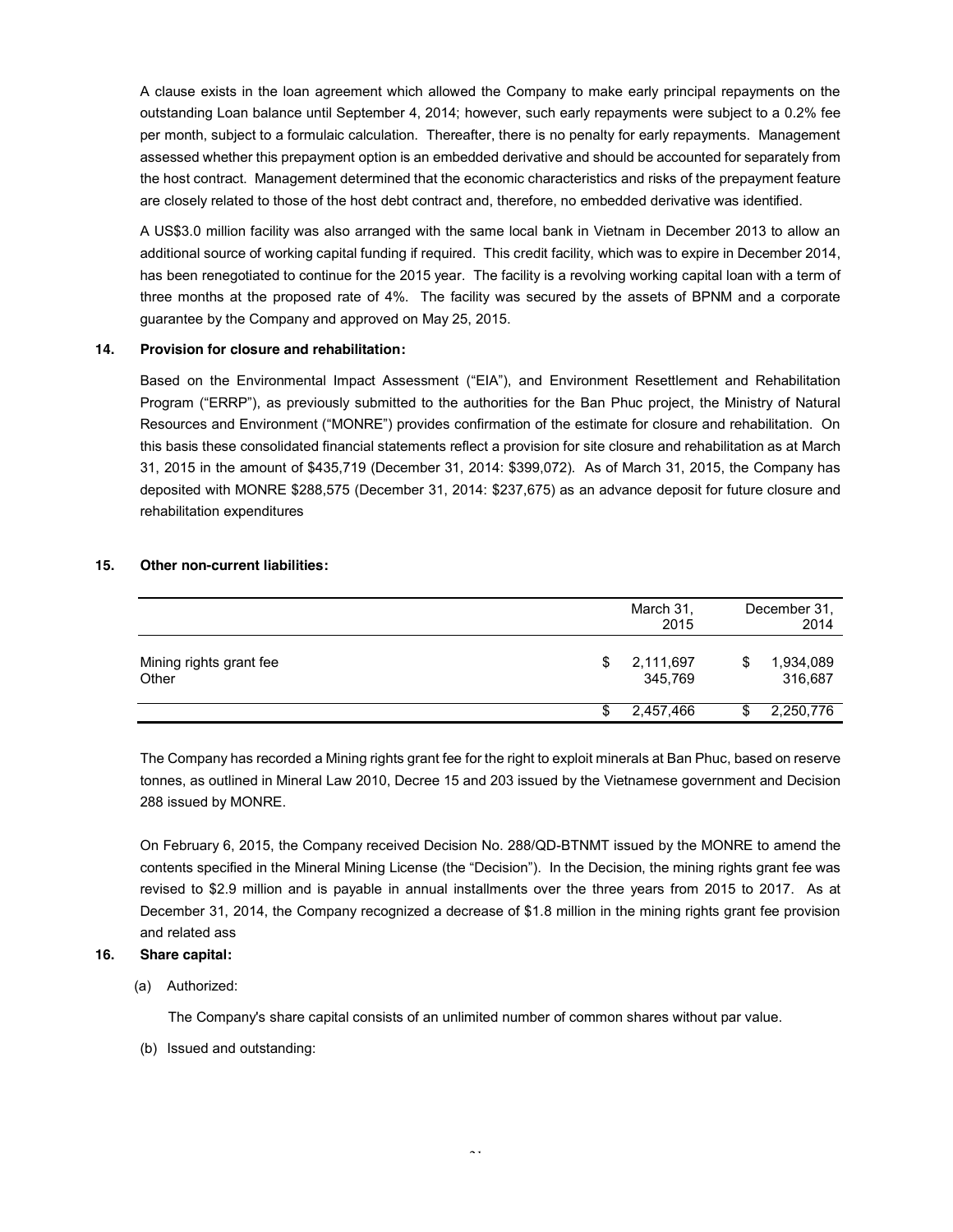A clause exists in the loan agreement which allowed the Company to make early principal repayments on the outstanding Loan balance until September 4, 2014; however, such early repayments were subject to a 0.2% fee per month, subject to a formulaic calculation. Thereafter, there is no penalty for early repayments. Management assessed whether this prepayment option is an embedded derivative and should be accounted for separately from the host contract. Management determined that the economic characteristics and risks of the prepayment feature are closely related to those of the host debt contract and, therefore, no embedded derivative was identified.

A US$3.0 million facility was also arranged with the same local bank in Vietnam in December 2013 to allow an additional source of working capital funding if required. This credit facility, which was to expire in December 2014, has been renegotiated to continue for the 2015 year. The facility is a revolving working capital loan with a term of three months at the proposed rate of 4%. The facility was secured by the assets of BPNM and a corporate guarantee by the Company and approved on May 25, 2015.

## 14. Provision for closure and rehabilitation:

Based on the Environmental Impact Assessment ("EIA"), and Environment Resettlement and Rehabilitation Program ("ERRP"), as previously submitted to the authorities for the Ban Phuc project, the Ministry of Natural Resources and Environment ("MONRE") provides confirmation of the estimate for closure and rehabilitation. On this basis these consolidated financial statements reflect a provision for site closure and rehabilitation as at March 31, 2015 in the amount of $435,719 (December 31, 2014: $399,072). As of March 31, 2015, the Company has deposited with MONRE $288,575 (December 31, 2014: $237,675) as an advance deposit for future closure and rehabilitation expenditures

## 15. Other non-current liabilities:

| | March 31, 2015 | December 31, 2014 |
|---|---|---|
| Mining rights grant fee | $ 2,111,697 | $ 1,934,089 |
| Other | 345,769 | 316,687 |
| | $ 2,457,466 | $ 2,250,776 |

The Company has recorded a Mining rights grant fee for the right to exploit minerals at Ban Phuc, based on reserve tonnes, as outlined in Mineral Law 2010, Decree 15 and 203 issued by the Vietnamese government and Decision 288 issued by MONRE.

On February 6, 2015, the Company received Decision No. 288/QD-BTNMT issued by the MONRE to amend the contents specified in the Mineral Mining License (the "Decision"). In the Decision, the mining rights grant fee was revised to $2.9 million and is payable in annual installments over the three years from 2015 to 2017. As at December 31, 2014, the Company recognized a decrease of $1.8 million in the mining rights grant fee provision and related ass

## 16. Share capital:

(a) Authorized:

The Company's share capital consists of an unlimited number of common shares without par value.

(b) Issued and outstanding: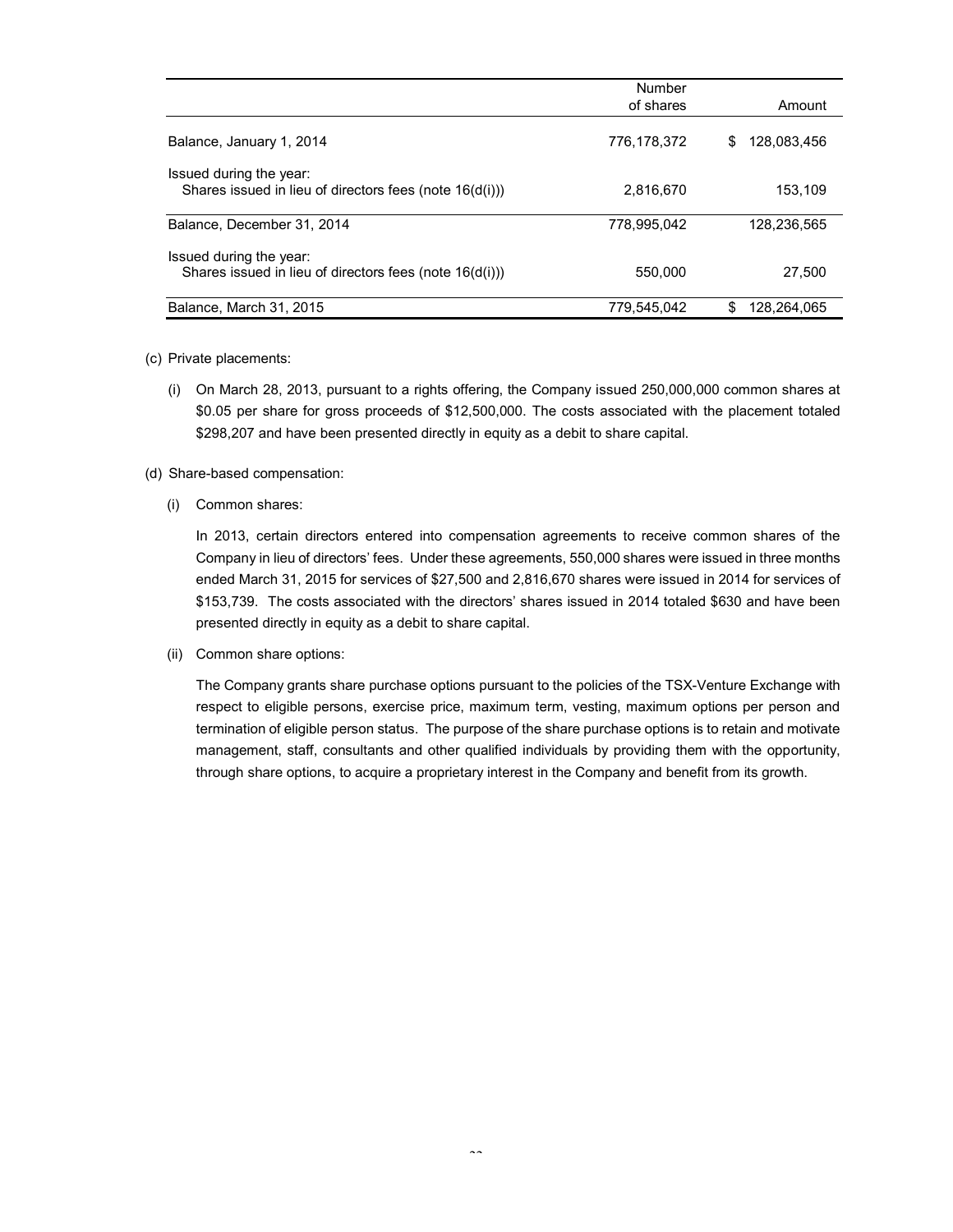| | Number of shares | Amount |
|---|---|---|
| Balance, January 1, 2014 | 776,178,372 | $ 128,083,456 |
| Issued during the year: | | |
| Shares issued in lieu of directors fees (note 16(d(i))) | 2,816,670 | 153,109 |
| Balance, December 31, 2014 | 778,995,042 | 128,236,565 |
| Issued during the year: | | |
| Shares issued in lieu of directors fees (note 16(d(i))) | 550,000 | 27,500 |
| Balance, March 31, 2015 | 779,545,042 | $ 128,264,065 |

(c) Private placements:

(i) On March 28, 2013, pursuant to a rights offering, the Company issued 250,000,000 common shares at $0.05 per share for gross proceeds of $12,500,000. The costs associated with the placement totaled $298,207 and have been presented directly in equity as a debit to share capital.

(d) Share-based compensation:

(i) Common shares:

In 2013, certain directors entered into compensation agreements to receive common shares of the Company in lieu of directors' fees. Under these agreements, 550,000 shares were issued in three months ended March 31, 2015 for services of $27,500 and 2,816,670 shares were issued in 2014 for services of $153,739. The costs associated with the directors' shares issued in 2014 totaled $630 and have been presented directly in equity as a debit to share capital.

(ii) Common share options:

The Company grants share purchase options pursuant to the policies of the TSX-Venture Exchange with respect to eligible persons, exercise price, maximum term, vesting, maximum options per person and termination of eligible person status. The purpose of the share purchase options is to retain and motivate management, staff, consultants and other qualified individuals by providing them with the opportunity, through share options, to acquire a proprietary interest in the Company and benefit from its growth.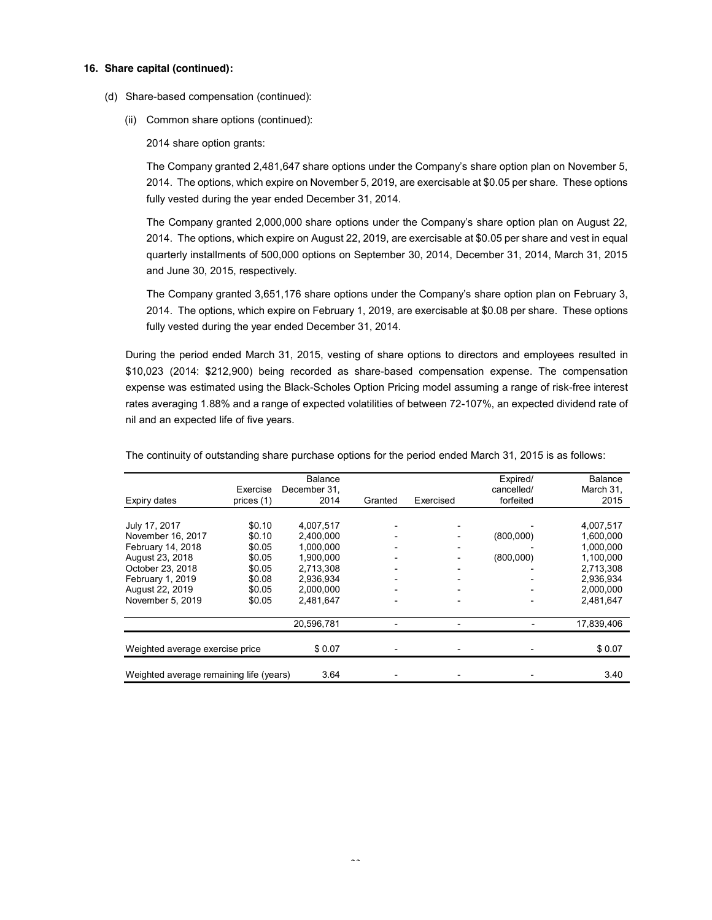**16. Share capital (continued):**

(d) Share-based compensation (continued):

(ii) Common share options (continued):

2014 share option grants:

The Company granted 2,481,647 share options under the Company's share option plan on November 5, 2014. The options, which expire on November 5, 2019, are exercisable at $0.05 per share. These options fully vested during the year ended December 31, 2014.

The Company granted 2,000,000 share options under the Company's share option plan on August 22, 2014. The options, which expire on August 22, 2019, are exercisable at $0.05 per share and vest in equal quarterly installments of 500,000 options on September 30, 2014, December 31, 2014, March 31, 2015 and June 30, 2015, respectively.

The Company granted 3,651,176 share options under the Company's share option plan on February 3, 2014. The options, which expire on February 1, 2019, are exercisable at $0.08 per share. These options fully vested during the year ended December 31, 2014.

During the period ended March 31, 2015, vesting of share options to directors and employees resulted in $10,023 (2014: $212,900) being recorded as share-based compensation expense. The compensation expense was estimated using the Black-Scholes Option Pricing model assuming a range of risk-free interest rates averaging 1.88% and a range of expected volatilities of between 72-107%, an expected dividend rate of nil and an expected life of five years.

The continuity of outstanding share purchase options for the period ended March 31, 2015 is as follows:

| Expiry dates | Exercise prices (1) | Balance December 31, 2014 | Granted | Exercised | Expired/ cancelled/ forfeited | Balance March 31, 2015 |
|---|---|---|---|---|---|---|
| July 17, 2017 | $0.10 | 4,007,517 | - | - | - | 4,007,517 |
| November 16, 2017 | $0.10 | 2,400,000 | - | - | (800,000) | 1,600,000 |
| February 14, 2018 | $0.05 | 1,000,000 | - | - | - | 1,000,000 |
| August 23, 2018 | $0.05 | 1,900,000 | - | - | (800,000) | 1,100,000 |
| October 23, 2018 | $0.05 | 2,713,308 | - | - | - | 2,713,308 |
| February 1, 2019 | $0.08 | 2,936,934 | - | - | - | 2,936,934 |
| August 22, 2019 | $0.05 | 2,000,000 | - | - | - | 2,000,000 |
| November 5, 2019 | $0.05 | 2,481,647 | - | - | - | 2,481,647 |
| | | 20,596,781 | - | - | - | 17,839,406 |
| Weighted average exercise price | | $ 0.07 | - | - | - | $ 0.07 |
| Weighted average remaining life (years) | | 3.64 | - | - | - | 3.40 |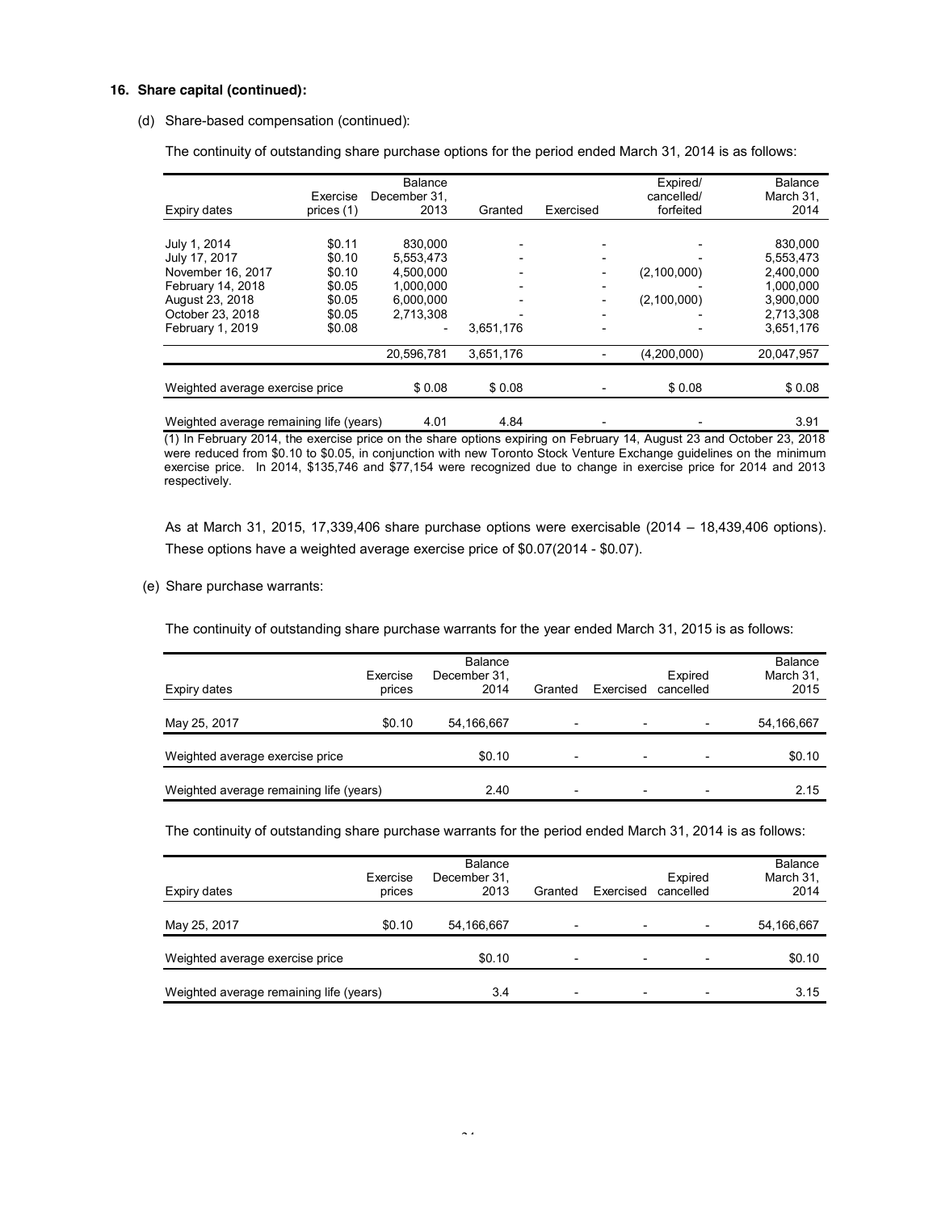**16. Share capital (continued):**

(d) Share-based compensation (continued):

The continuity of outstanding share purchase options for the period ended March 31, 2014 is as follows:

| Expiry dates | Exercise prices (1) | Balance December 31, 2013 | Granted | Exercised | Expired/ cancelled/ forfeited | Balance March 31, 2014 |
|---|---|---|---|---|---|---|
| July 1, 2014 | $0.11 | 830,000 | - | - | - | 830,000 |
| July 17, 2017 | $0.10 | 5,553,473 | - | - | - | 5,553,473 |
| November 16, 2017 | $0.10 | 4,500,000 | - | - | (2,100,000) | 2,400,000 |
| February 14, 2018 | $0.05 | 1,000,000 | - | - | - | 1,000,000 |
| August 23, 2018 | $0.05 | 6,000,000 | - | - | (2,100,000) | 3,900,000 |
| October 23, 2018 | $0.05 | 2,713,308 | - | - | - | 2,713,308 |
| February 1, 2019 | $0.08 | - | 3,651,176 | - | - | 3,651,176 |
| | | 20,596,781 | 3,651,176 | - | (4,200,000) | 20,047,957 |
| Weighted average exercise price | | $ 0.08 | $ 0.08 | - | $ 0.08 | $ 0.08 |
| Weighted average remaining life (years) | | 4.01 | 4.84 | - | - | 3.91 |

(1) In February 2014, the exercise price on the share options expiring on February 14, August 23 and October 23, 2018 were reduced from $0.10 to $0.05, in conjunction with new Toronto Stock Venture Exchange guidelines on the minimum exercise price. In 2014, $135,746 and $77,154 were recognized due to change in exercise price for 2014 and 2013 respectively.

As at March 31, 2015, 17,339,406 share purchase options were exercisable (2014 – 18,439,406 options). These options have a weighted average exercise price of $0.07(2014 - $0.07).

(e) Share purchase warrants:

The continuity of outstanding share purchase warrants for the year ended March 31, 2015 is as follows:

| Expiry dates | Exercise prices | Balance December 31, 2014 | Granted | Exercised | Expired cancelled | Balance March 31, 2015 |
|---|---|---|---|---|---|---|
| May 25, 2017 | $0.10 | 54,166,667 | - | - | - | 54,166,667 |
| Weighted average exercise price | | $0.10 | - | - | - | $0.10 |
| Weighted average remaining life (years) | | 2.40 | - | - | - | 2.15 |

The continuity of outstanding share purchase warrants for the period ended March 31, 2014 is as follows:

| Expiry dates | Exercise prices | Balance December 31, 2013 | Granted | Exercised | Expired cancelled | Balance March 31, 2014 |
|---|---|---|---|---|---|---|
| May 25, 2017 | $0.10 | 54,166,667 | - | - | - | 54,166,667 |
| Weighted average exercise price | | $0.10 | - | - | - | $0.10 |
| Weighted average remaining life (years) | | 3.4 | - | - | - | 3.15 |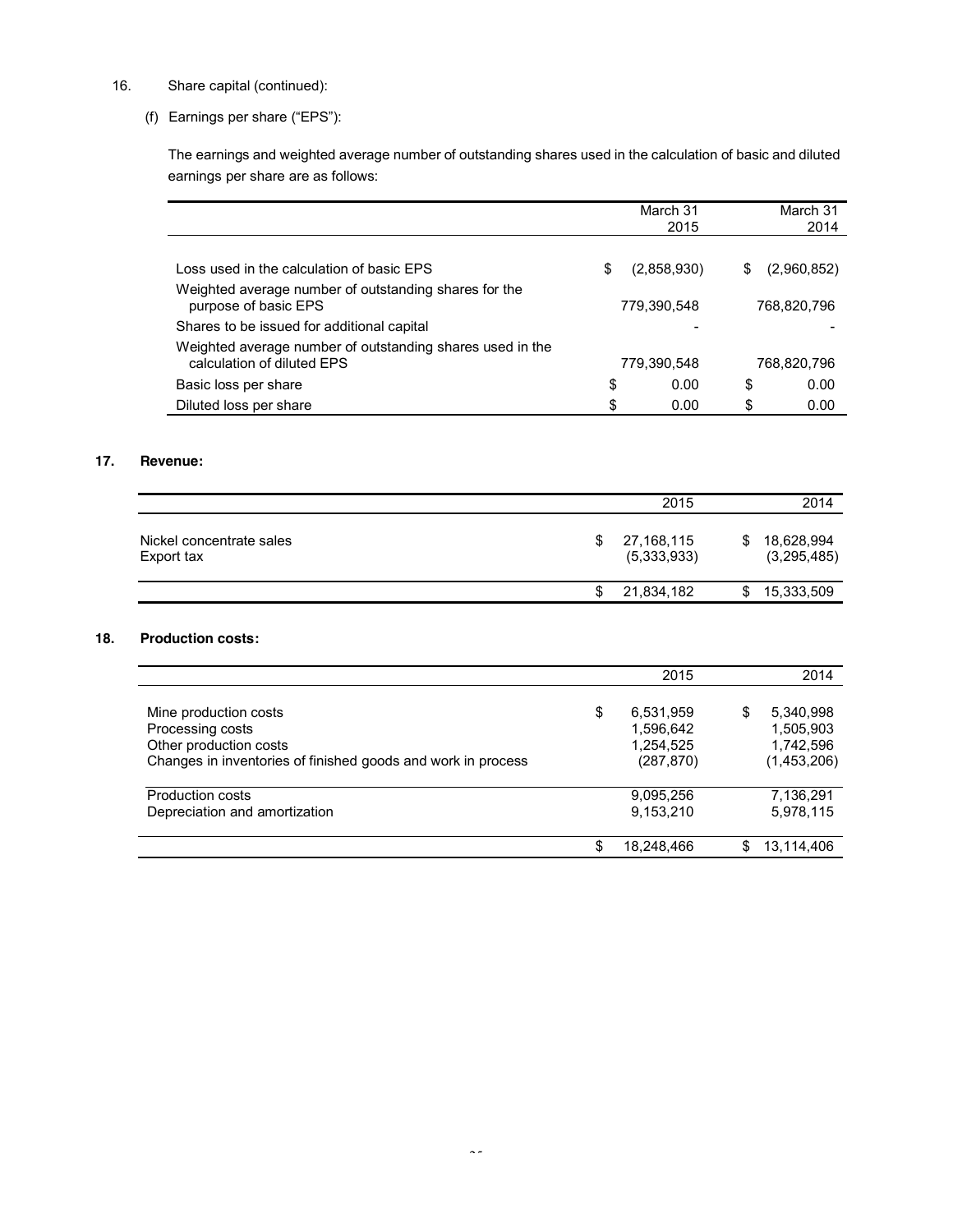16. Share capital (continued):

(f) Earnings per share ("EPS"):

The earnings and weighted average number of outstanding shares used in the calculation of basic and diluted earnings per share are as follows:

| | March 31 2015 | March 31 2014 |
|---|---|---|
| Loss used in the calculation of basic EPS | $ (2,858,930) | $ (2,960,852) |
| Weighted average number of outstanding shares for the purpose of basic EPS | 779,390,548 | 768,820,796 |
| Shares to be issued for additional capital | - | - |
| Weighted average number of outstanding shares used in the calculation of diluted EPS | 779,390,548 | 768,820,796 |
| Basic loss per share | $ 0.00 | $ 0.00 |
| Diluted loss per share | $ 0.00 | $ 0.00 |

## 17. Revenue:

| | 2015 | 2014 |
|---|---|---|
| Nickel concentrate sales | $ 27,168,115 | $ 18,628,994 |
| Export tax | (5,333,933) | (3,295,485) |
| | $ 21,834,182 | $ 15,333,509 |

## 18. Production costs:

| | 2015 | 2014 |
|---|---|---|
| Mine production costs | $ 6,531,959 | $ 5,340,998 |
| Processing costs | 1,596,642 | 1,505,903 |
| Other production costs | 1,254,525 | 1,742,596 |
| Changes in inventories of finished goods and work in process | (287,870) | (1,453,206) |
| Production costs | 9,095,256 | 7,136,291 |
| Depreciation and amortization | 9,153,210 | 5,978,115 |
| | $ 18,248,466 | $ 13,114,406 |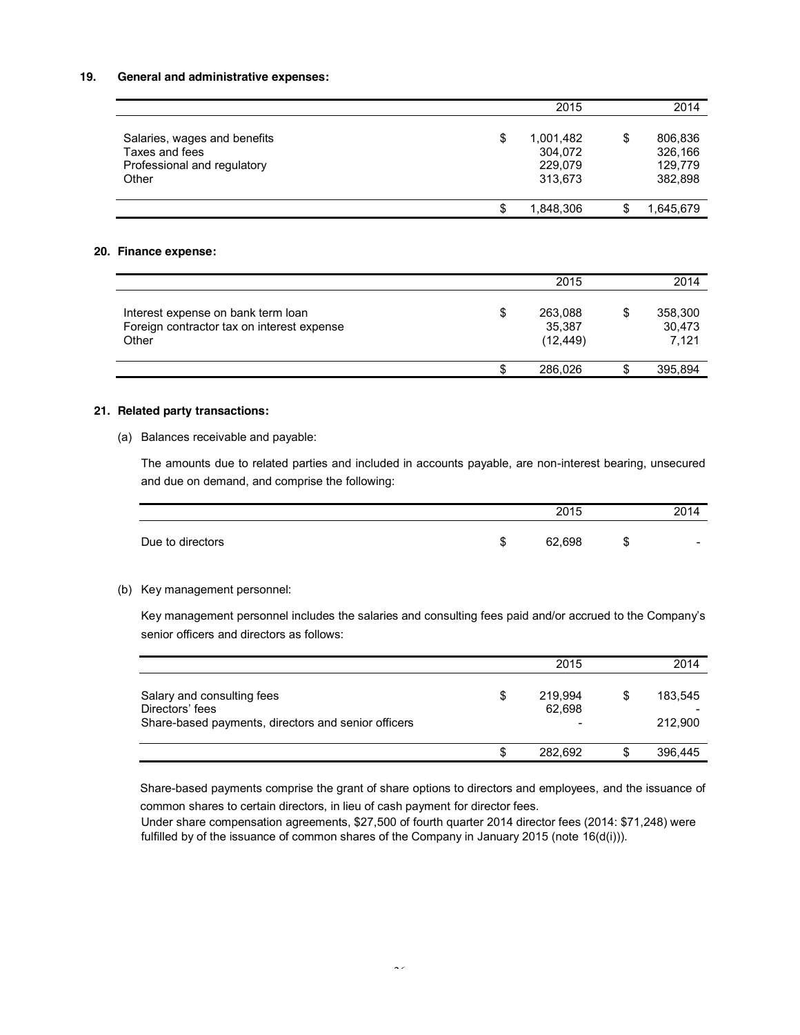## 19. General and administrative expenses:

| | 2015 | 2014 |
|---|---|---|
| Salaries, wages and benefits | $ 1,001,482 | $ 806,836 |
| Taxes and fees | 304,072 | 326,166 |
| Professional and regulatory | 229,079 | 129,779 |
| Other | 313,673 | 382,898 |
| | $ 1,848,306 | $ 1,645,679 |

## 20. Finance expense:

| | 2015 | 2014 |
|---|---|---|
| Interest expense on bank term loan | $ 263,088 | $ 358,300 |
| Foreign contractor tax on interest expense | 35,387 | 30,473 |
| Other | (12,449) | 7,121 |
| | $ 286,026 | $ 395,894 |

## 21. Related party transactions:

(a) Balances receivable and payable:

The amounts due to related parties and included in accounts payable, are non-interest bearing, unsecured and due on demand, and comprise the following:

| | 2015 | 2014 |
|---|---|---|
| Due to directors | $ 62,698 | $ - |

(b) Key management personnel:

Key management personnel includes the salaries and consulting fees paid and/or accrued to the Company's senior officers and directors as follows:

| | 2015 | 2014 |
|---|---|---|
| Salary and consulting fees | $ 219,994 | $ 183,545 |
| Directors' fees | 62,698 | - |
| Share-based payments, directors and senior officers | - | 212,900 |
| | $ 282,692 | $ 396,445 |

Share-based payments comprise the grant of share options to directors and employees, and the issuance of common shares to certain directors, in lieu of cash payment for director fees.
Under share compensation agreements, $27,500 of fourth quarter 2014 director fees (2014: $71,248) were fulfilled by of the issuance of common shares of the Company in January 2015 (note 16(d(i))).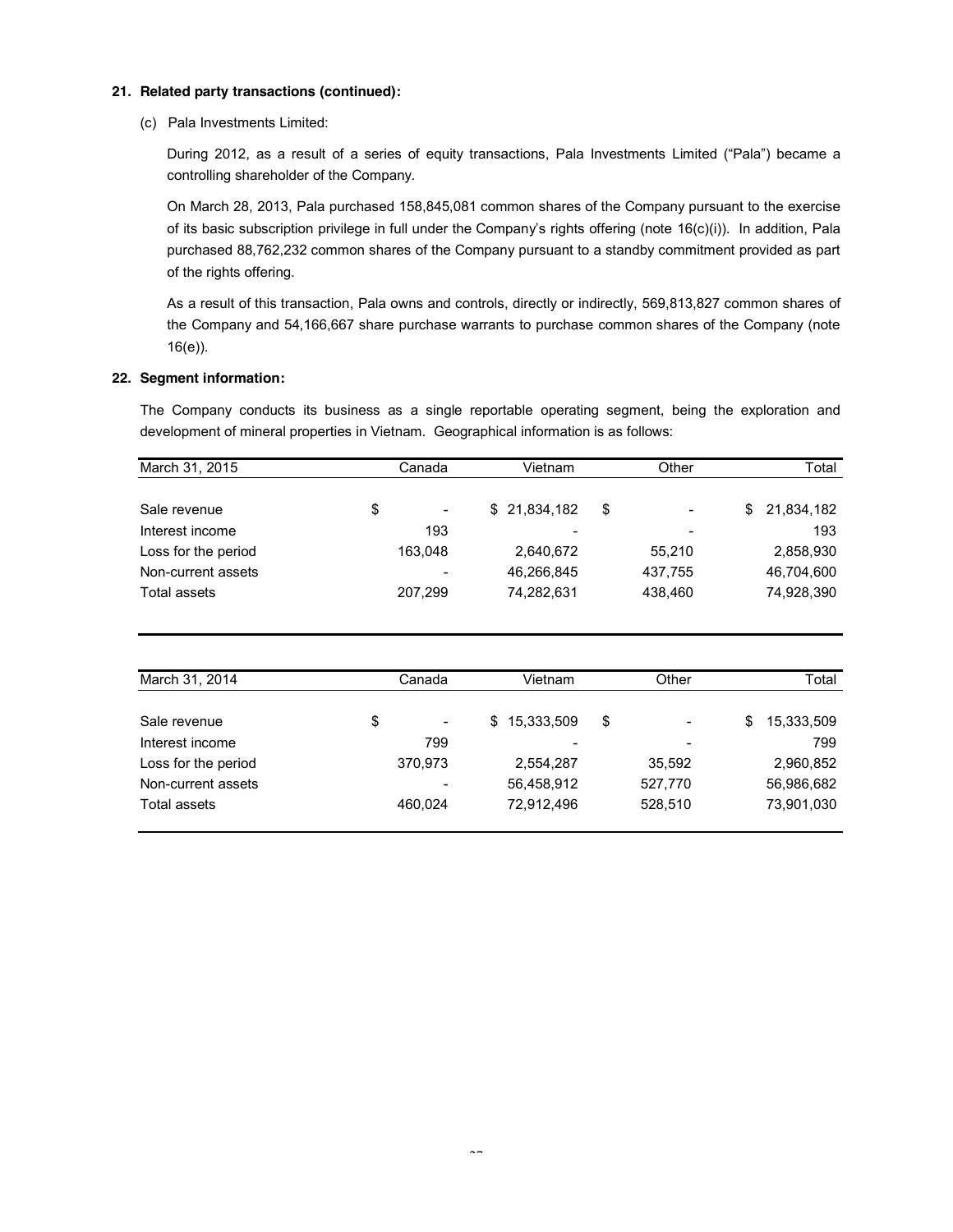## 21. Related party transactions (continued):

(c) Pala Investments Limited:

During 2012, as a result of a series of equity transactions, Pala Investments Limited ("Pala") became a controlling shareholder of the Company.

On March 28, 2013, Pala purchased 158,845,081 common shares of the Company pursuant to the exercise of its basic subscription privilege in full under the Company's rights offering (note 16(c)(i)). In addition, Pala purchased 88,762,232 common shares of the Company pursuant to a standby commitment provided as part of the rights offering.

As a result of this transaction, Pala owns and controls, directly or indirectly, 569,813,827 common shares of the Company and 54,166,667 share purchase warrants to purchase common shares of the Company (note 16(e)).

## 22. Segment information:

The Company conducts its business as a single reportable operating segment, being the exploration and development of mineral properties in Vietnam. Geographical information is as follows:

| March 31, 2015 | Canada | Vietnam | Other | Total |
|---|---|---|---|---|
| Sale revenue | $ - | $ 21,834,182 | $ - | $ 21,834,182 |
| Interest income | 193 | - | - | 193 |
| Loss for the period | 163,048 | 2,640,672 | 55,210 | 2,858,930 |
| Non-current assets | - | 46,266,845 | 437,755 | 46,704,600 |
| Total assets | 207,299 | 74,282,631 | 438,460 | 74,928,390 |

| March 31, 2014 | Canada | Vietnam | Other | Total |
|---|---|---|---|---|
| Sale revenue | $ - | $ 15,333,509 | $ - | $ 15,333,509 |
| Interest income | 799 | - | - | 799 |
| Loss for the period | 370,973 | 2,554,287 | 35,592 | 2,960,852 |
| Non-current assets | - | 56,458,912 | 527,770 | 56,986,682 |
| Total assets | 460,024 | 72,912,496 | 528,510 | 73,901,030 |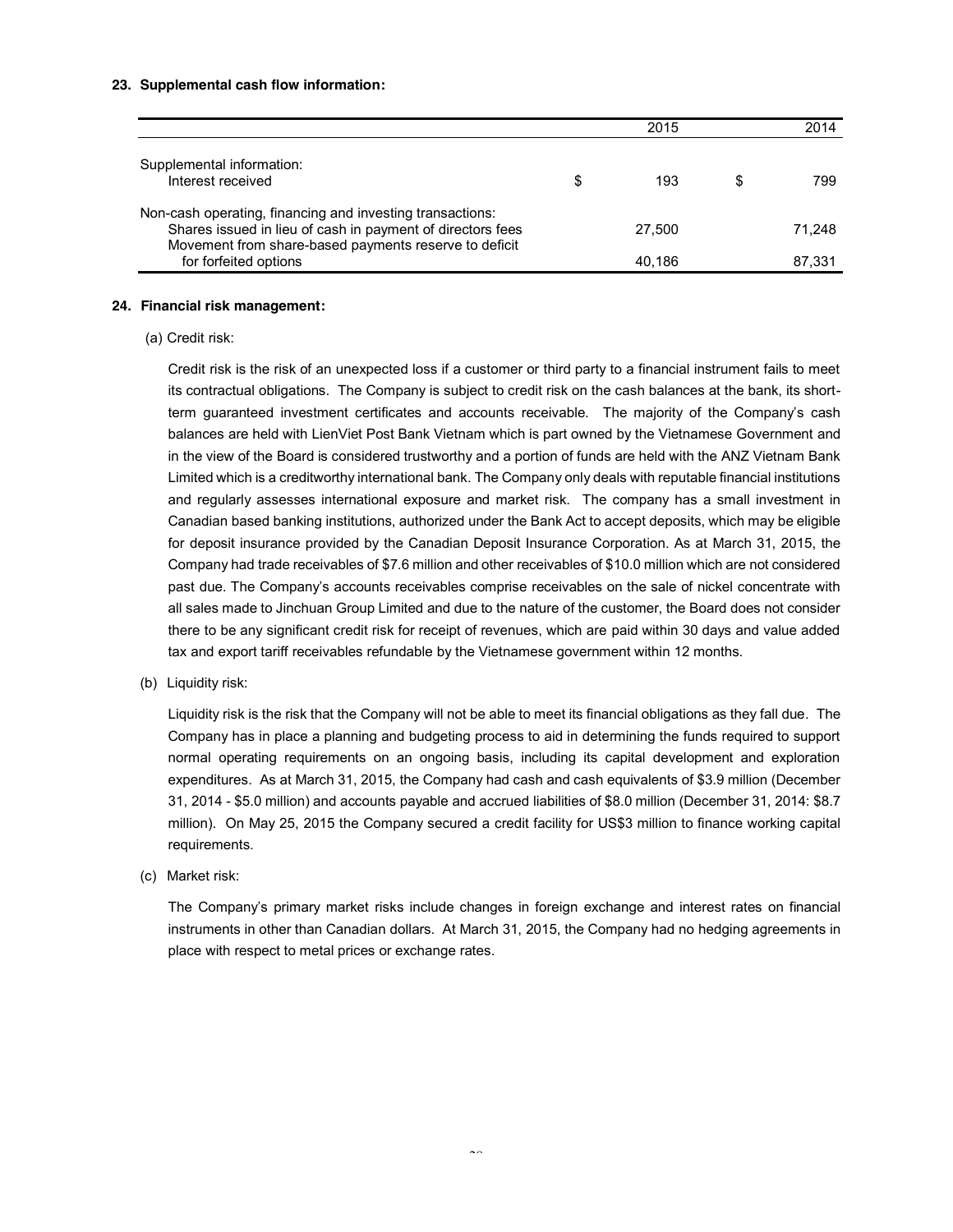**23. Supplemental cash flow information:**

| | 2015 | 2014 |
|---|---|---|
| Supplemental information: | | |
| Interest received | $ 193 | $ 799 |
| Non-cash operating, financing and investing transactions: | | |
| Shares issued in lieu of cash in payment of directors fees | 27,500 | 71,248 |
| Movement from share-based payments reserve to deficit for forfeited options | 40,186 | 87,331 |

**24. Financial risk management:**

(a) Credit risk:

Credit risk is the risk of an unexpected loss if a customer or third party to a financial instrument fails to meet its contractual obligations. The Company is subject to credit risk on the cash balances at the bank, its short-term guaranteed investment certificates and accounts receivable. The majority of the Company's cash balances are held with LienViet Post Bank Vietnam which is part owned by the Vietnamese Government and in the view of the Board is considered trustworthy and a portion of funds are held with the ANZ Vietnam Bank Limited which is a creditworthy international bank. The Company only deals with reputable financial institutions and regularly assesses international exposure and market risk. The company has a small investment in Canadian based banking institutions, authorized under the Bank Act to accept deposits, which may be eligible for deposit insurance provided by the Canadian Deposit Insurance Corporation. As at March 31, 2015, the Company had trade receivables of $7.6 million and other receivables of $10.0 million which are not considered past due. The Company's accounts receivables comprise receivables on the sale of nickel concentrate with all sales made to Jinchuan Group Limited and due to the nature of the customer, the Board does not consider there to be any significant credit risk for receipt of revenues, which are paid within 30 days and value added tax and export tariff receivables refundable by the Vietnamese government within 12 months.

(b) Liquidity risk:

Liquidity risk is the risk that the Company will not be able to meet its financial obligations as they fall due. The Company has in place a planning and budgeting process to aid in determining the funds required to support normal operating requirements on an ongoing basis, including its capital development and exploration expenditures. As at March 31, 2015, the Company had cash and cash equivalents of $3.9 million (December 31, 2014 - $5.0 million) and accounts payable and accrued liabilities of $8.0 million (December 31, 2014: $8.7 million). On May 25, 2015 the Company secured a credit facility for US$3 million to finance working capital requirements.

(c) Market risk:

The Company's primary market risks include changes in foreign exchange and interest rates on financial instruments in other than Canadian dollars. At March 31, 2015, the Company had no hedging agreements in place with respect to metal prices or exchange rates.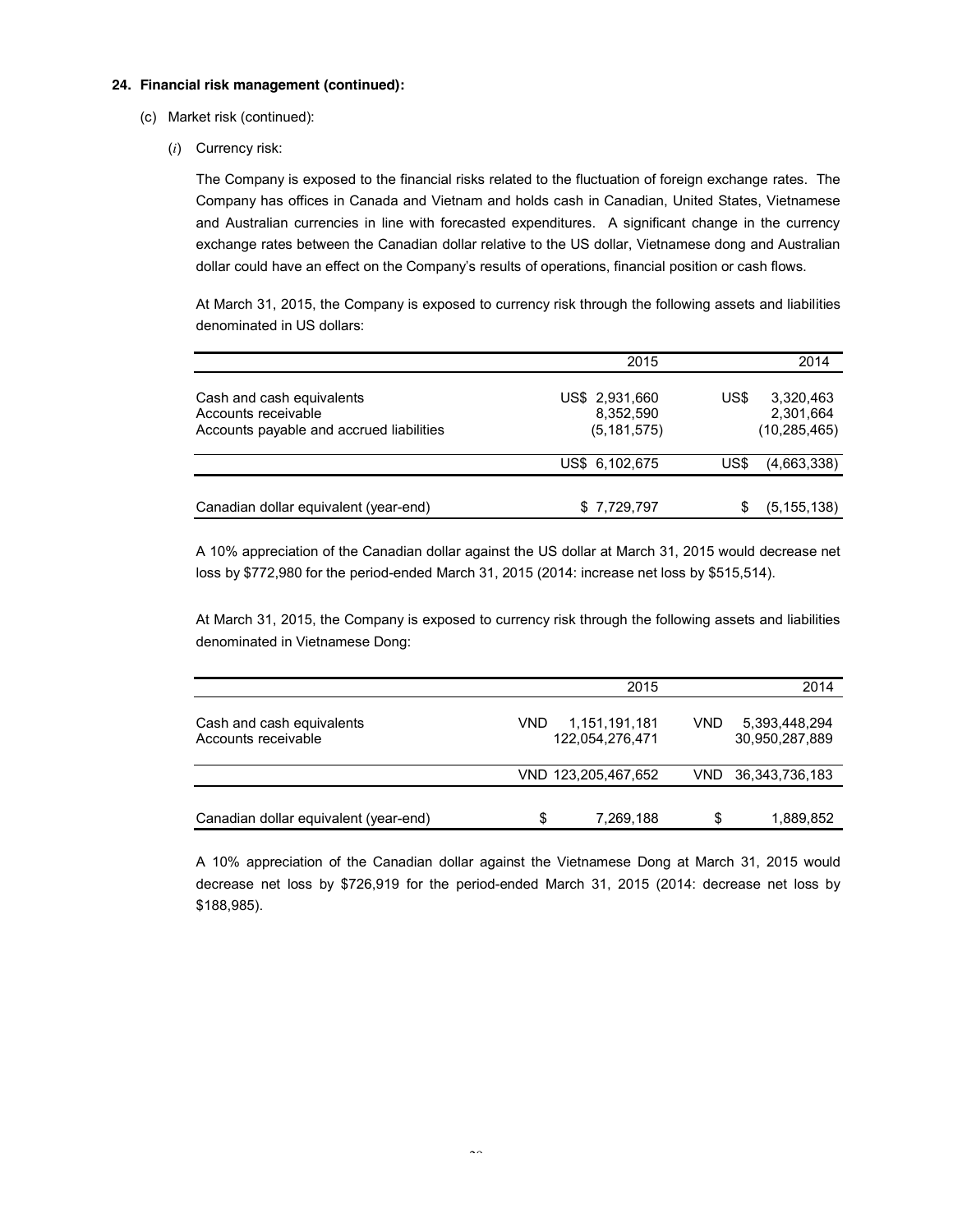**24. Financial risk management (continued):**

(c) Market risk (continued):

(*i*) Currency risk:

The Company is exposed to the financial risks related to the fluctuation of foreign exchange rates. The Company has offices in Canada and Vietnam and holds cash in Canadian, United States, Vietnamese and Australian currencies in line with forecasted expenditures. A significant change in the currency exchange rates between the Canadian dollar relative to the US dollar, Vietnamese dong and Australian dollar could have an effect on the Company's results of operations, financial position or cash flows.

At March 31, 2015, the Company is exposed to currency risk through the following assets and liabilities denominated in US dollars:

| | 2015 | 2014 |
|---|---|---|
| Cash and cash equivalents | US$ 2,931,660 | US$ 3,320,463 |
| Accounts receivable | 8,352,590 | 2,301,664 |
| Accounts payable and accrued liabilities | (5,181,575) | (10,285,465) |
| | US$ 6,102,675 | US$ (4,663,338) |
| Canadian dollar equivalent (year-end) | $ 7,729,797 | $ (5,155,138) |

A 10% appreciation of the Canadian dollar against the US dollar at March 31, 2015 would decrease net loss by $772,980 for the period-ended March 31, 2015 (2014: increase net loss by $515,514).

At March 31, 2015, the Company is exposed to currency risk through the following assets and liabilities denominated in Vietnamese Dong:

| | 2015 | 2014 |
|---|---|---|
| Cash and cash equivalents | VND 1,151,191,181 | VND 5,393,448,294 |
| Accounts receivable | 122,054,276,471 | 30,950,287,889 |
| | VND 123,205,467,652 | VND 36,343,736,183 |
| Canadian dollar equivalent (year-end) | $ 7,269,188 | $ 1,889,852 |

A 10% appreciation of the Canadian dollar against the Vietnamese Dong at March 31, 2015 would decrease net loss by $726,919 for the period-ended March 31, 2015 (2014: decrease net loss by $188,985).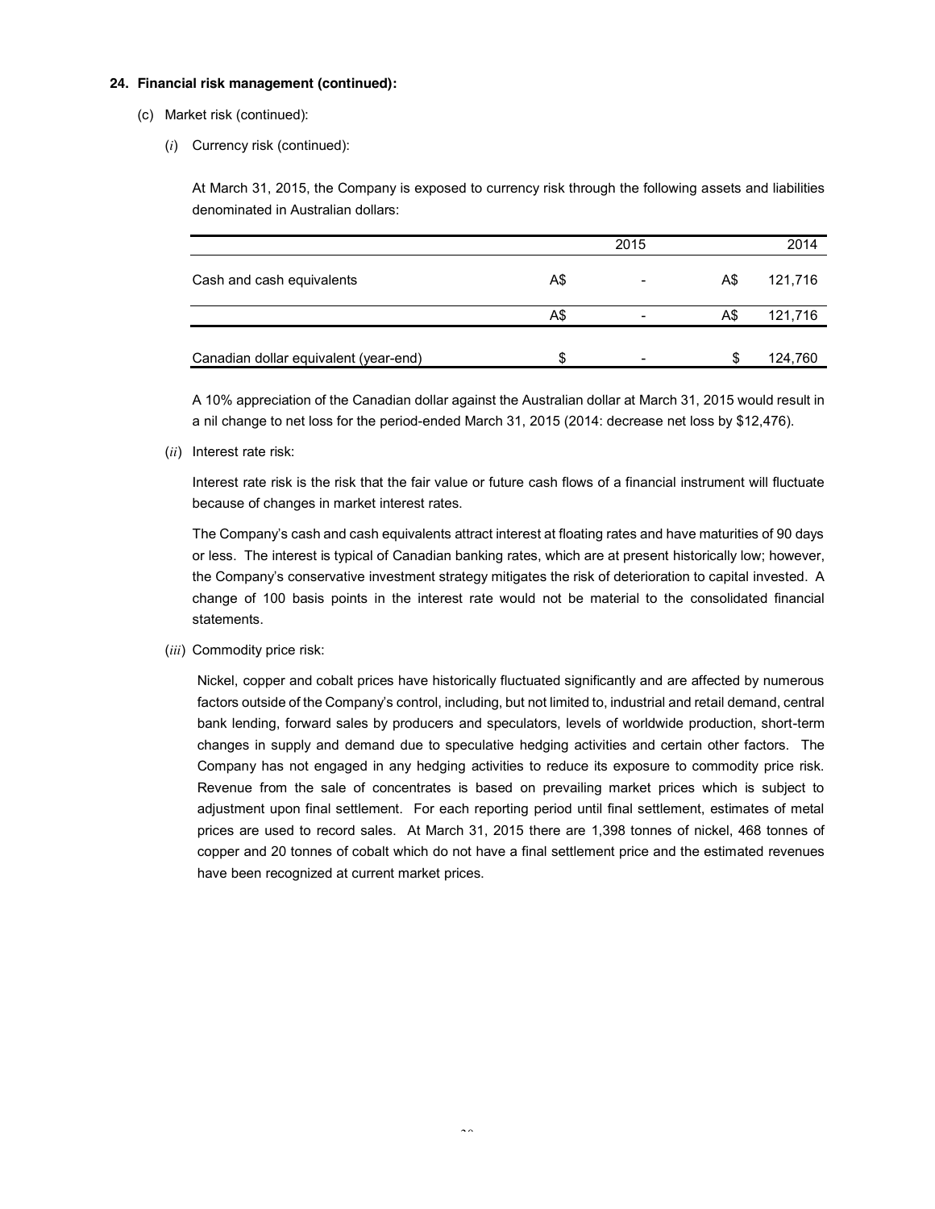**24. Financial risk management (continued):**

(c) Market risk (continued):

(*i*) Currency risk (continued):

At March 31, 2015, the Company is exposed to currency risk through the following assets and liabilities denominated in Australian dollars:

| | | 2015 | | 2014 |
|---|---|---|---|---|
| Cash and cash equivalents | A$ | - | A$ | 121,716 |
| | A$ | - | A$ | 121,716 |
| Canadian dollar equivalent (year-end) | $ | - | $ | 124,760 |

A 10% appreciation of the Canadian dollar against the Australian dollar at March 31, 2015 would result in a nil change to net loss for the period-ended March 31, 2015 (2014: decrease net loss by $12,476).

(*ii*) Interest rate risk:

Interest rate risk is the risk that the fair value or future cash flows of a financial instrument will fluctuate because of changes in market interest rates.

The Company's cash and cash equivalents attract interest at floating rates and have maturities of 90 days or less. The interest is typical of Canadian banking rates, which are at present historically low; however, the Company's conservative investment strategy mitigates the risk of deterioration to capital invested. A change of 100 basis points in the interest rate would not be material to the consolidated financial statements.

(*iii*) Commodity price risk:

Nickel, copper and cobalt prices have historically fluctuated significantly and are affected by numerous factors outside of the Company's control, including, but not limited to, industrial and retail demand, central bank lending, forward sales by producers and speculators, levels of worldwide production, short-term changes in supply and demand due to speculative hedging activities and certain other factors. The Company has not engaged in any hedging activities to reduce its exposure to commodity price risk. Revenue from the sale of concentrates is based on prevailing market prices which is subject to adjustment upon final settlement. For each reporting period until final settlement, estimates of metal prices are used to record sales. At March 31, 2015 there are 1,398 tonnes of nickel, 468 tonnes of copper and 20 tonnes of cobalt which do not have a final settlement price and the estimated revenues have been recognized at current market prices.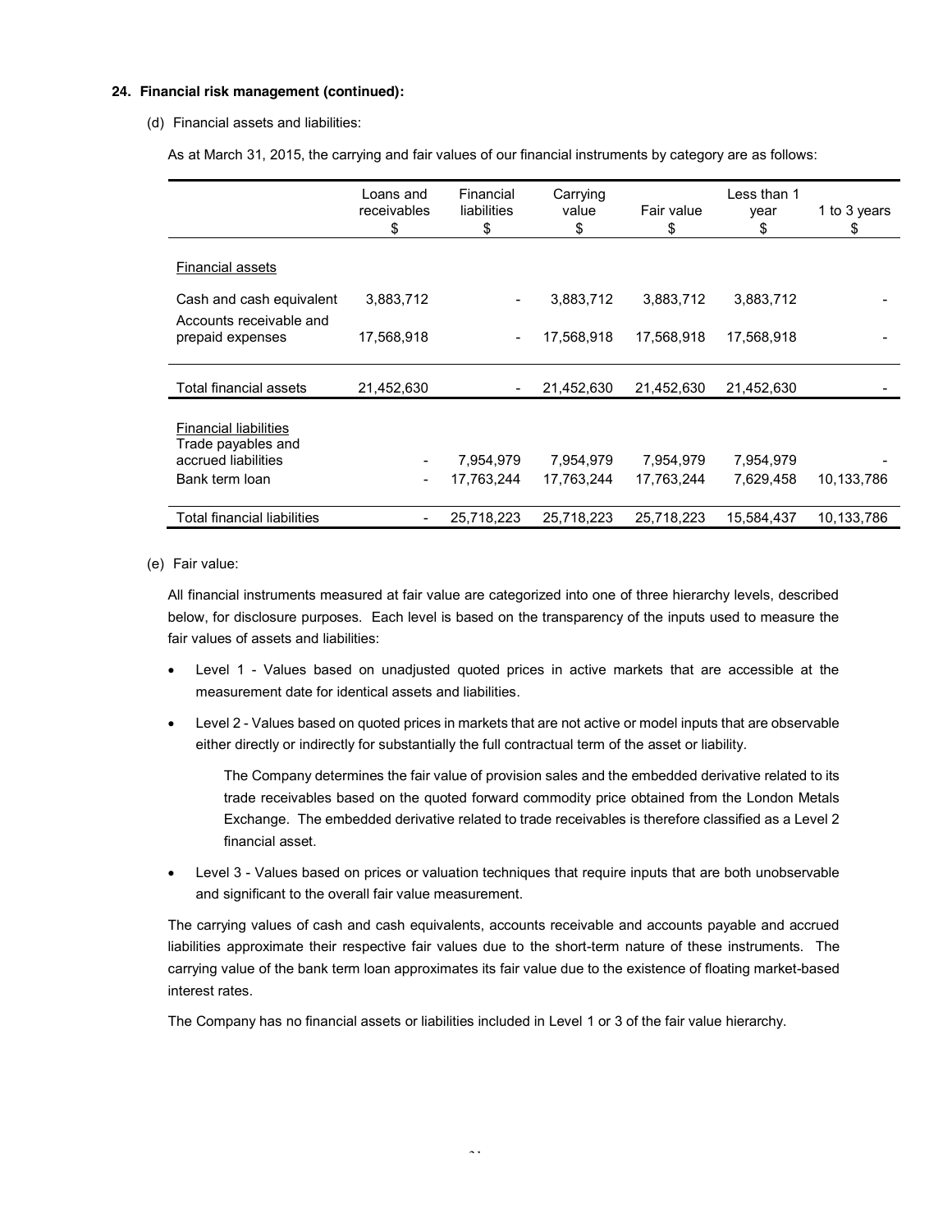**24. Financial risk management (continued):**

(d) Financial assets and liabilities:

As at March 31, 2015, the carrying and fair values of our financial instruments by category are as follows:

| | Loans and receivables $ | Financial liabilities $ | Carrying value $ | Fair value $ | Less than 1 year $ | 1 to 3 years $ |
|---|---|---|---|---|---|---|
| Financial assets | | | | | | |
| Cash and cash equivalent | 3,883,712 | - | 3,883,712 | 3,883,712 | 3,883,712 | - |
| Accounts receivable and prepaid expenses | 17,568,918 | - | 17,568,918 | 17,568,918 | 17,568,918 | - |
| Total financial assets | 21,452,630 | - | 21,452,630 | 21,452,630 | 21,452,630 | - |
| Financial liabilities | | | | | | |
| Trade payables and accrued liabilities | - | 7,954,979 | 7,954,979 | 7,954,979 | 7,954,979 | - |
| Bank term loan | - | 17,763,244 | 17,763,244 | 17,763,244 | 7,629,458 | 10,133,786 |
| Total financial liabilities | - | 25,718,223 | 25,718,223 | 25,718,223 | 15,584,437 | 10,133,786 |

(e) Fair value:

All financial instruments measured at fair value are categorized into one of three hierarchy levels, described below, for disclosure purposes. Each level is based on the transparency of the inputs used to measure the fair values of assets and liabilities:

- Level 1 - Values based on unadjusted quoted prices in active markets that are accessible at the measurement date for identical assets and liabilities.
- Level 2 - Values based on quoted prices in markets that are not active or model inputs that are observable either directly or indirectly for substantially the full contractual term of the asset or liability.

  The Company determines the fair value of provision sales and the embedded derivative related to its trade receivables based on the quoted forward commodity price obtained from the London Metals Exchange. The embedded derivative related to trade receivables is therefore classified as a Level 2 financial asset.

- Level 3 - Values based on prices or valuation techniques that require inputs that are both unobservable and significant to the overall fair value measurement.

The carrying values of cash and cash equivalents, accounts receivable and accounts payable and accrued liabilities approximate their respective fair values due to the short-term nature of these instruments. The carrying value of the bank term loan approximates its fair value due to the existence of floating market-based interest rates.

The Company has no financial assets or liabilities included in Level 1 or 3 of the fair value hierarchy.